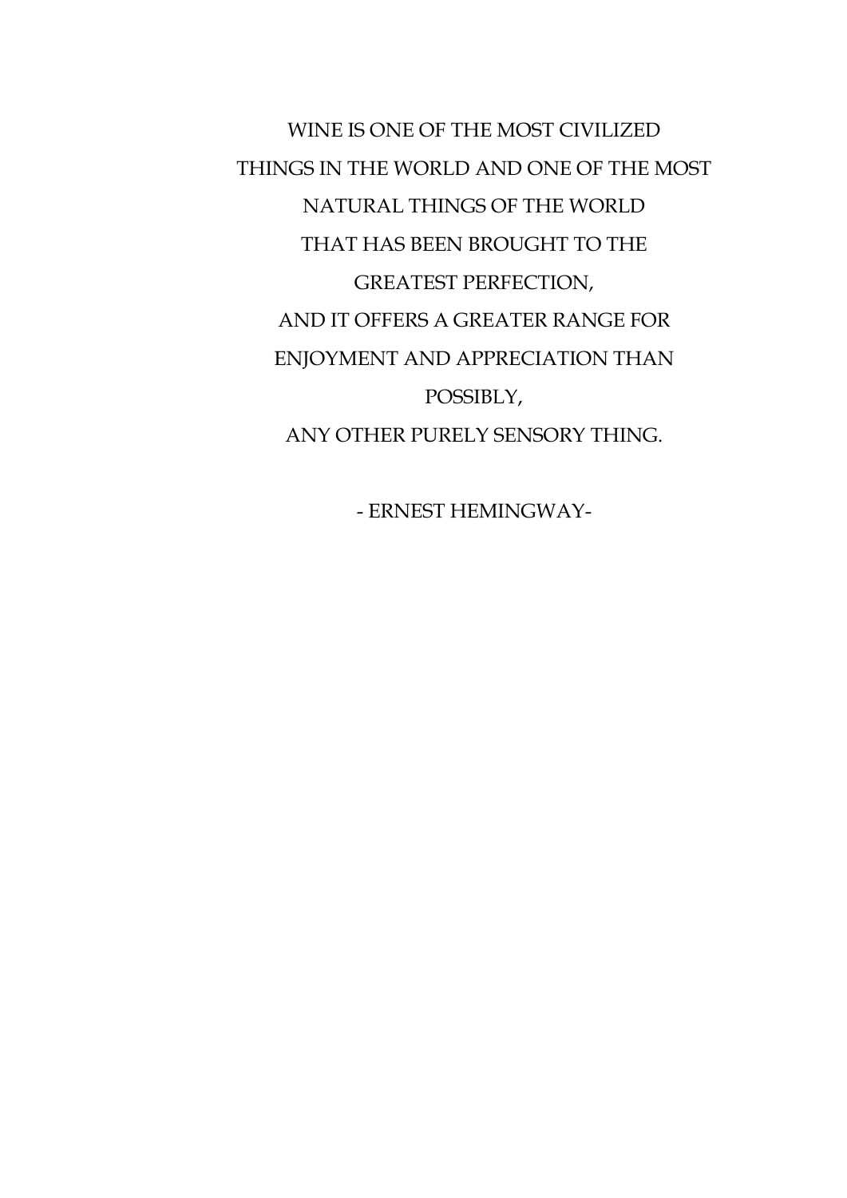WINE IS ONE OF THE MOST CIVILIZED
THINGS IN THE WORLD AND ONE OF THE MOST
NATURAL THINGS OF THE WORLD
THAT HAS BEEN BROUGHT TO THE
GREATEST PERFECTION,
AND IT OFFERS A GREATER RANGE FOR
ENJOYMENT AND APPRECIATION THAN
POSSIBLY,
ANY OTHER PURELY SENSORY THING.

- ERNEST HEMINGWAY-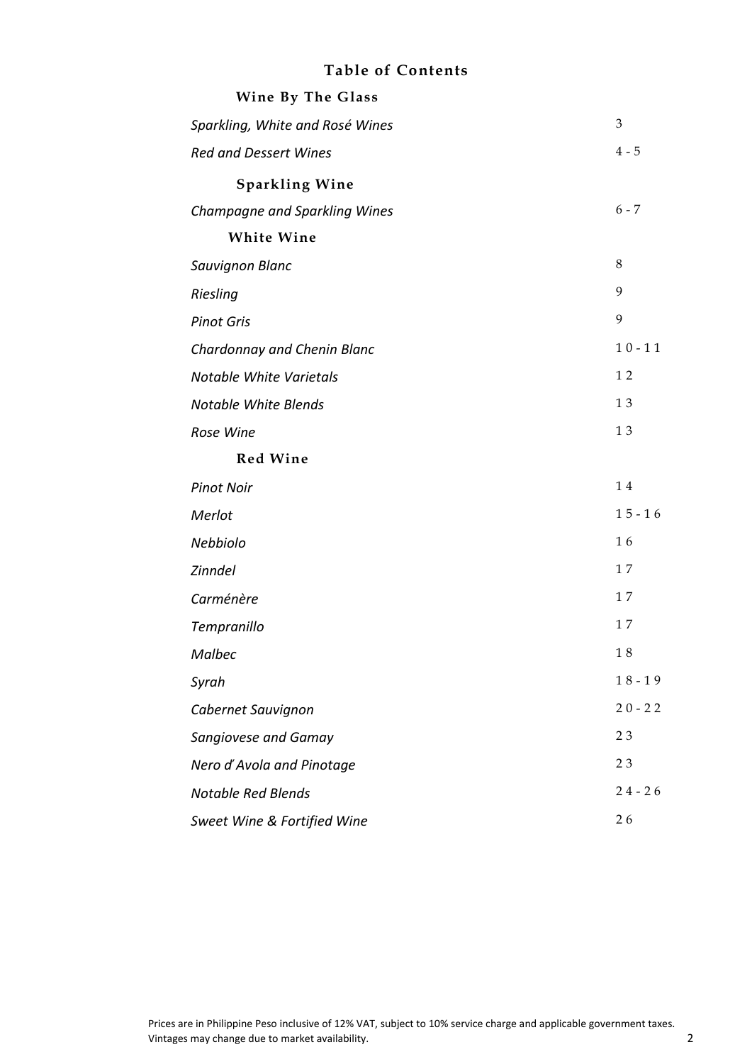# Table of Contents

## Wine By The Glass

| | |
|---|---|
| *Sparkling, White and Rosé Wines* | 3 |
| *Red and Dessert Wines* | 4 - 5 |

## Sparkling Wine

| | |
|---|---|
| *Champagne and Sparkling Wines* | 6 - 7 |

## White Wine

| | |
|---|---|
| *Sauvignon Blanc* | 8 |
| *Riesling* | 9 |
| *Pinot Gris* | 9 |
| *Chardonnay and Chenin Blanc* | 10 - 11 |
| *Notable White Varietals* | 12 |
| *Notable White Blends* | 13 |
| *Rose Wine* | 13 |

## Red Wine

| | |
|---|---|
| *Pinot Noir* | 14 |
| *Merlot* | 15 - 16 |
| *Nebbiolo* | 16 |
| *Zinndel* | 17 |
| *Carménère* | 17 |
| *Tempranillo* | 17 |
| *Malbec* | 18 |
| *Syrah* | 18 - 19 |
| *Cabernet Sauvignon* | 20 - 22 |
| *Sangiovese and Gamay* | 23 |
| *Nero d' Avola and Pinotage* | 23 |
| *Notable Red Blends* | 24 - 26 |
| *Sweet Wine & Fortified Wine* | 26 |

Prices are in Philippine Peso inclusive of 12% VAT, subject to 10% service charge and applicable government taxes.
Vintages may change due to market availability.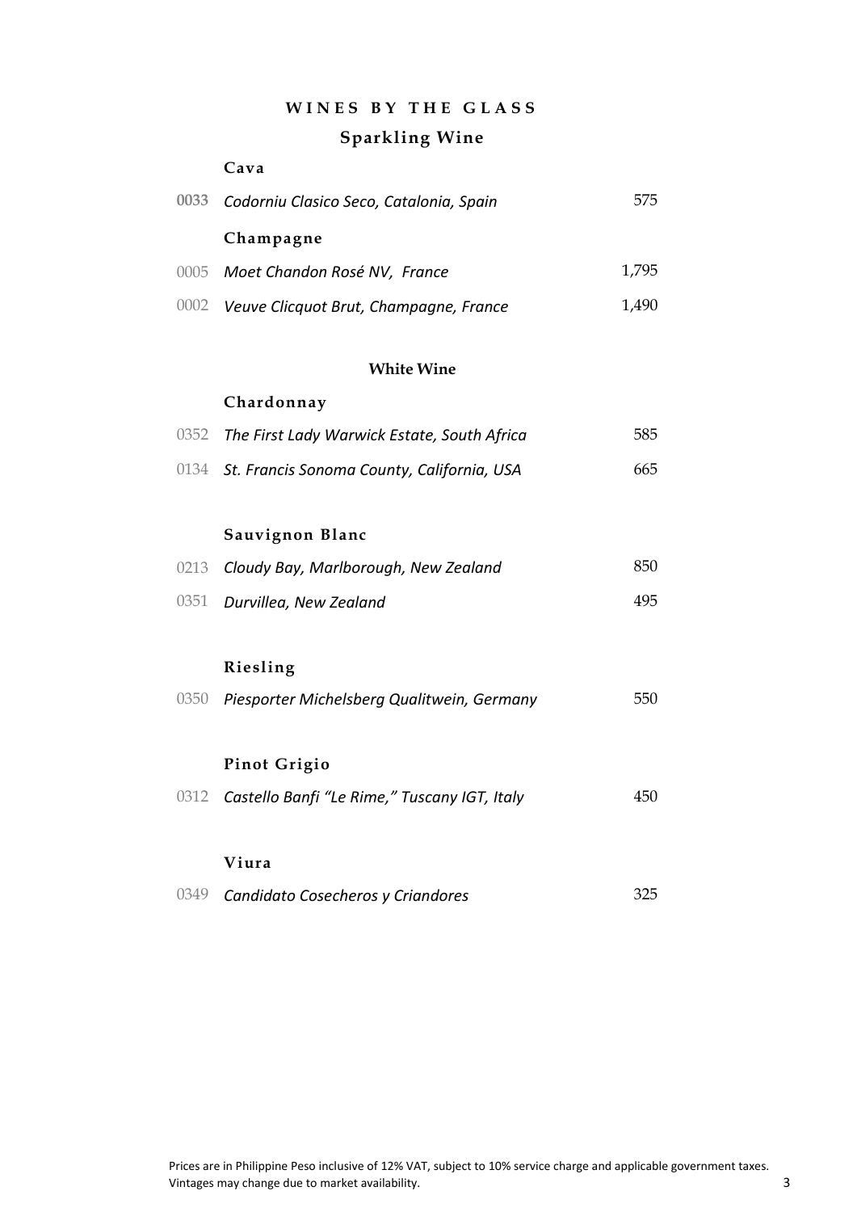# WINES BY THE GLASS

## Sparkling Wine

### Cava

| | | |
|---|---|---|
| 0033 | *Codorniu Clasico Seco, Catalonia, Spain* | 575 |

### Champagne

| | | |
|---|---|---|
| 0005 | *Moet Chandon Rosé NV, France* | 1,795 |
| 0002 | *Veuve Clicquot Brut, Champagne, France* | 1,490 |

## White Wine

### Chardonnay

| | | |
|---|---|---|
| 0352 | *The First Lady Warwick Estate, South Africa* | 585 |
| 0134 | *St. Francis Sonoma County, California, USA* | 665 |

### Sauvignon Blanc

| | | |
|---|---|---|
| 0213 | *Cloudy Bay, Marlborough, New Zealand* | 850 |
| 0351 | *Durvillea, New Zealand* | 495 |

### Riesling

| | | |
|---|---|---|
| 0350 | *Piesporter Michelsberg Qualitwein, Germany* | 550 |

### Pinot Grigio

| | | |
|---|---|---|
| 0312 | *Castello Banfi "Le Rime," Tuscany IGT, Italy* | 450 |

### Viura

| | | |
|---|---|---|
| 0349 | *Candidato Cosecheros y Criandores* | 325 |

Prices are in Philippine Peso inclusive of 12% VAT, subject to 10% service charge and applicable government taxes.
Vintages may change due to market availability.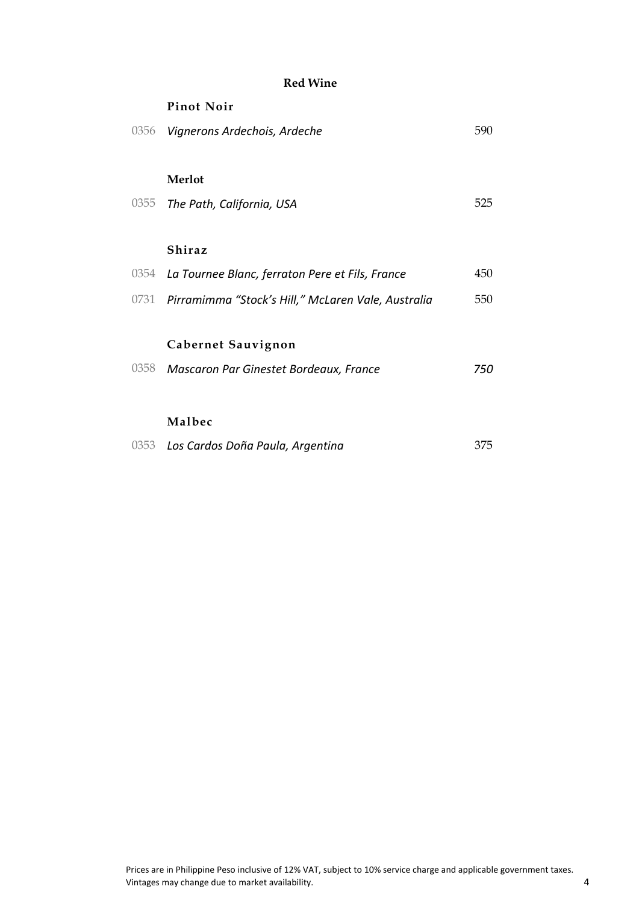## Red Wine

### Pinot Noir

| | | |
|---|---|---|
| 0356 | *Vignerons Ardechois, Ardeche* | 590 |

### Merlot

| | | |
|---|---|---|
| 0355 | *The Path, California, USA* | 525 |

### Shiraz

| | | |
|---|---|---|
| 0354 | *La Tournee Blanc, ferraton Pere et Fils, France* | 450 |
| 0731 | *Pirramimma "Stock's Hill," McLaren Vale, Australia* | 550 |

### Cabernet Sauvignon

| | | |
|---|---|---|
| 0358 | *Mascaron Par Ginestet Bordeaux, France* | *750* |

### Malbec

| | | |
|---|---|---|
| 0353 | *Los Cardos Doña Paula, Argentina* | 375 |

Prices are in Philippine Peso inclusive of 12% VAT, subject to 10% service charge and applicable government taxes.
Vintages may change due to market availability.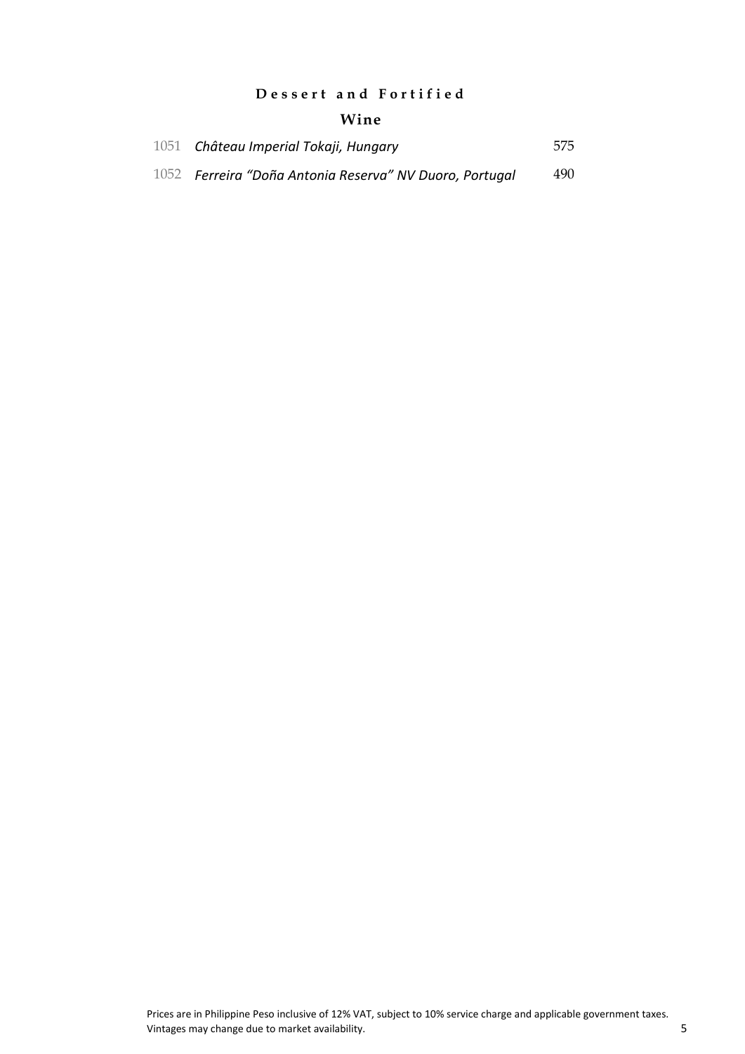## Dessert and Fortified

### Wine

| | | |
|---|---|---|
| 1051 | *Château Imperial Tokaji, Hungary* | 575 |
| 1052 | *Ferreira "Doña Antonia Reserva" NV Duoro, Portugal* | 490 |

Prices are in Philippine Peso inclusive of 12% VAT, subject to 10% service charge and applicable government taxes.
Vintages may change due to market availability.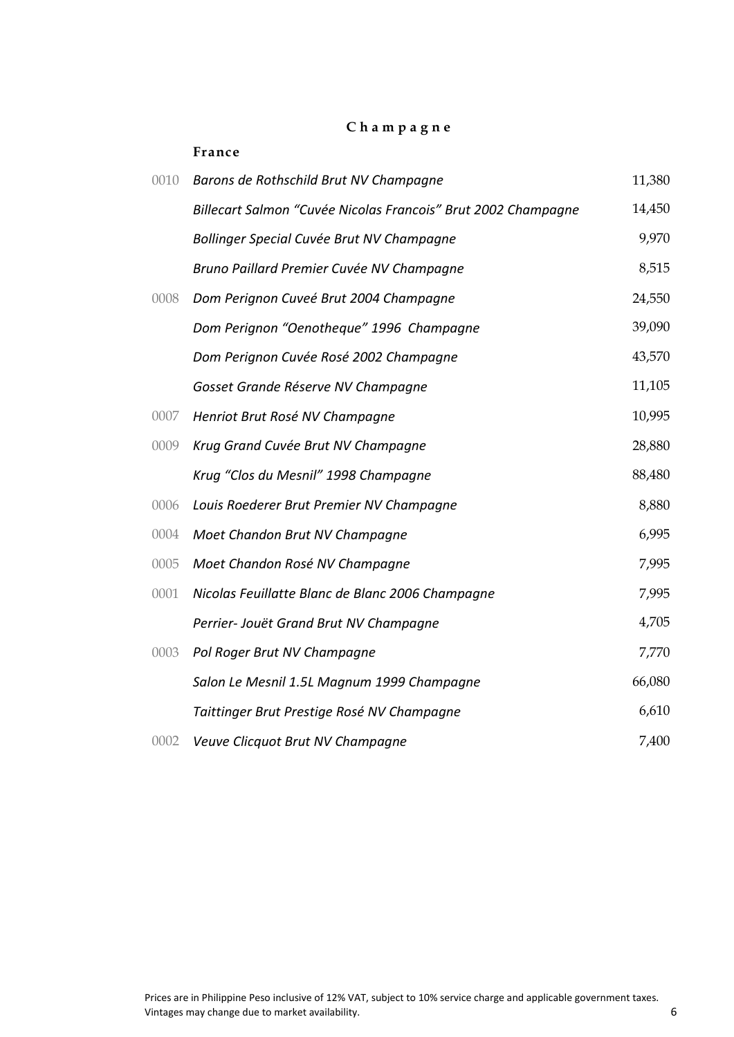## Champagne

### France

| | | |
|---|---|---|
| 0010 | *Barons de Rothschild Brut NV Champagne* | 11,380 |
| | *Billecart Salmon “Cuvée Nicolas Francois” Brut 2002 Champagne* | 14,450 |
| | *Bollinger Special Cuvée Brut NV Champagne* | 9,970 |
| | *Bruno Paillard Premier Cuvée NV Champagne* | 8,515 |
| 0008 | *Dom Perignon Cuveé Brut 2004 Champagne* | 24,550 |
| | *Dom Perignon “Oenotheque” 1996 Champagne* | 39,090 |
| | *Dom Perignon Cuvée Rosé 2002 Champagne* | 43,570 |
| | *Gosset Grande Réserve NV Champagne* | 11,105 |
| 0007 | *Henriot Brut Rosé NV Champagne* | 10,995 |
| 0009 | *Krug Grand Cuvée Brut NV Champagne* | 28,880 |
| | *Krug “Clos du Mesnil” 1998 Champagne* | 88,480 |
| 0006 | *Louis Roederer Brut Premier NV Champagne* | 8,880 |
| 0004 | *Moet Chandon Brut NV Champagne* | 6,995 |
| 0005 | *Moet Chandon Rosé NV Champagne* | 7,995 |
| 0001 | *Nicolas Feuillatte Blanc de Blanc 2006 Champagne* | 7,995 |
| | *Perrier- Jouët Grand Brut NV Champagne* | 4,705 |
| 0003 | *Pol Roger Brut NV Champagne* | 7,770 |
| | *Salon Le Mesnil 1.5L Magnum 1999 Champagne* | 66,080 |
| | *Taittinger Brut Prestige Rosé NV Champagne* | 6,610 |
| 0002 | *Veuve Clicquot Brut NV Champagne* | 7,400 |

Prices are in Philippine Peso inclusive of 12% VAT, subject to 10% service charge and applicable government taxes.
Vintages may change due to market availability.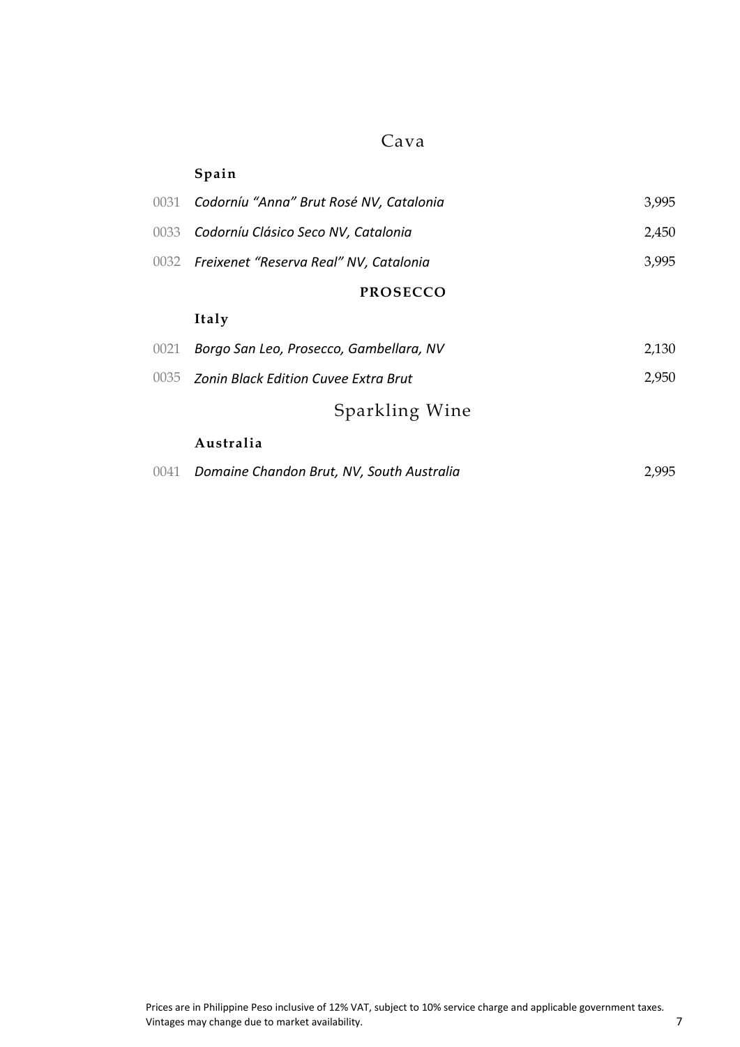## Cava

### Spain

| | | |
|---|---|---|
| 0031 | *Codorníu "Anna" Brut Rosé NV, Catalonia* | 3,995 |
| 0033 | *Codorníu Clásico Seco NV, Catalonia* | 2,450 |
| 0032 | *Freixenet "Reserva Real" NV, Catalonia* | 3,995 |

## PROSECCO

### Italy

| | | |
|---|---|---|
| 0021 | *Borgo San Leo, Prosecco, Gambellara, NV* | 2,130 |
| 0035 | *Zonin Black Edition Cuvee Extra Brut* | 2,950 |

## Sparkling Wine

### Australia

| | | |
|---|---|---|
| 0041 | *Domaine Chandon Brut, NV, South Australia* | 2,995 |

Prices are in Philippine Peso inclusive of 12% VAT, subject to 10% service charge and applicable government taxes.
Vintages may change due to market availability.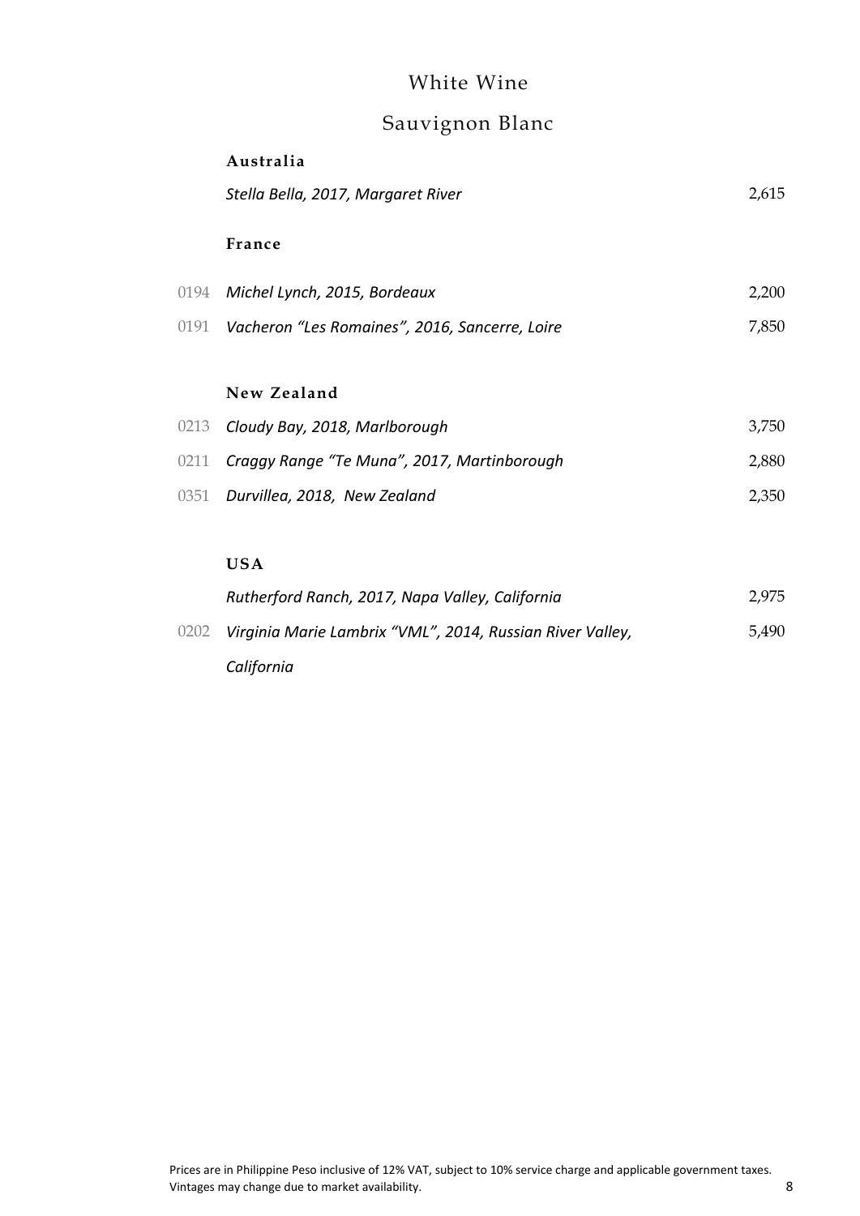# White Wine

## Sauvignon Blanc

### Australia

| | | |
|---|---|---|
| | *Stella Bella, 2017, Margaret River* | 2,615 |

### France

| | | |
|---|---|---|
| 0194 | *Michel Lynch, 2015, Bordeaux* | 2,200 |
| 0191 | *Vacheron "Les Romaines", 2016, Sancerre, Loire* | 7,850 |

### New Zealand

| | | |
|---|---|---|
| 0213 | *Cloudy Bay, 2018, Marlborough* | 3,750 |
| 0211 | *Craggy Range "Te Muna", 2017, Martinborough* | 2,880 |
| 0351 | *Durvillea, 2018, New Zealand* | 2,350 |

### USA

| | | |
|---|---|---|
| | *Rutherford Ranch, 2017, Napa Valley, California* | 2,975 |
| 0202 | *Virginia Marie Lambrix "VML", 2014, Russian River Valley, California* | 5,490 |

Prices are in Philippine Peso inclusive of 12% VAT, subject to 10% service charge and applicable government taxes.
Vintages may change due to market availability.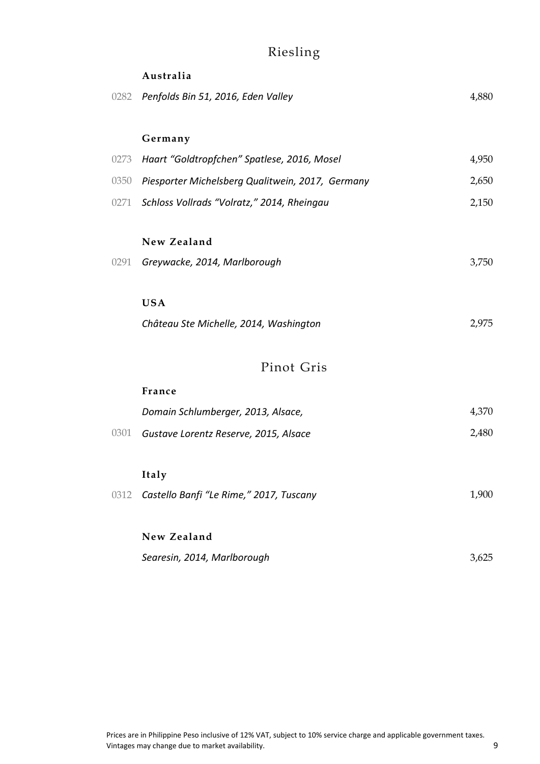## Riesling

### Australia

| Code | Wine | Price |
|---|---|---|
| 0282 | *Penfolds Bin 51, 2016, Eden Valley* | 4,880 |

### Germany

| Code | Wine | Price |
|---|---|---|
| 0273 | *Haart "Goldtropfchen" Spatlese, 2016, Mosel* | 4,950 |
| 0350 | *Piesporter Michelsberg Qualitwein, 2017, Germany* | 2,650 |
| 0271 | *Schloss Vollrads "Volratz," 2014, Rheingau* | 2,150 |

### New Zealand

| Code | Wine | Price |
|---|---|---|
| 0291 | *Greywacke, 2014, Marlborough* | 3,750 |

### USA

| Code | Wine | Price |
|---|---|---|
| | *Château Ste Michelle, 2014, Washington* | 2,975 |

## Pinot Gris

### France

| Code | Wine | Price |
|---|---|---|
| | *Domain Schlumberger, 2013, Alsace,* | 4,370 |
| 0301 | *Gustave Lorentz Reserve, 2015, Alsace* | 2,480 |

### Italy

| Code | Wine | Price |
|---|---|---|
| 0312 | *Castello Banfi "Le Rime," 2017, Tuscany* | 1,900 |

### New Zealand

| Code | Wine | Price |
|---|---|---|
| | *Searesin, 2014, Marlborough* | 3,625 |

Prices are in Philippine Peso inclusive of 12% VAT, subject to 10% service charge and applicable government taxes.
Vintages may change due to market availability.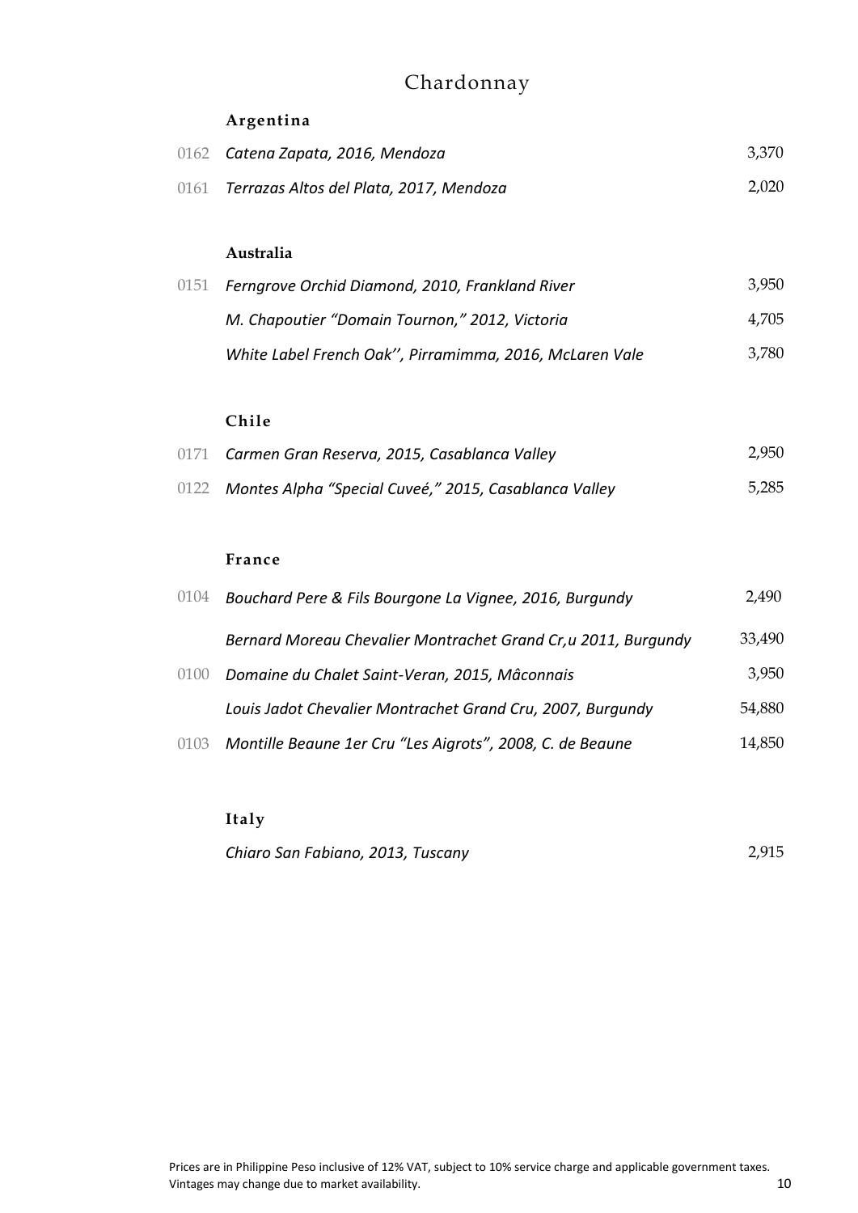# Chardonnay

## Argentina

| | | |
|---|---|---|
| 0162 | *Catena Zapata, 2016, Mendoza* | 3,370 |
| 0161 | *Terrazas Altos del Plata, 2017, Mendoza* | 2,020 |

## Australia

| | | |
|---|---|---|
| 0151 | *Ferngrove Orchid Diamond, 2010, Frankland River* | 3,950 |
| | *M. Chapoutier "Domain Tournon," 2012, Victoria* | 4,705 |
| | *White Label French Oak'', Pirramimma, 2016, McLaren Vale* | 3,780 |

## Chile

| | | |
|---|---|---|
| 0171 | *Carmen Gran Reserva, 2015, Casablanca Valley* | 2,950 |
| 0122 | *Montes Alpha "Special Cuveé," 2015, Casablanca Valley* | 5,285 |

## France

| | | |
|---|---|---|
| 0104 | *Bouchard Pere & Fils Bourgone La Vignee, 2016, Burgundy* | 2,490 |
| | *Bernard Moreau Chevalier Montrachet Grand Cr,u 2011, Burgundy* | 33,490 |
| 0100 | *Domaine du Chalet Saint-Veran, 2015, Mâconnais* | 3,950 |
| | *Louis Jadot Chevalier Montrachet Grand Cru, 2007, Burgundy* | 54,880 |
| 0103 | *Montille Beaune 1er Cru "Les Aigrots", 2008, C. de Beaune* | 14,850 |

## Italy

| | | |
|---|---|---|
| | *Chiaro San Fabiano, 2013, Tuscany* | 2,915 |

Prices are in Philippine Peso inclusive of 12% VAT, subject to 10% service charge and applicable government taxes.
Vintages may change due to market availability.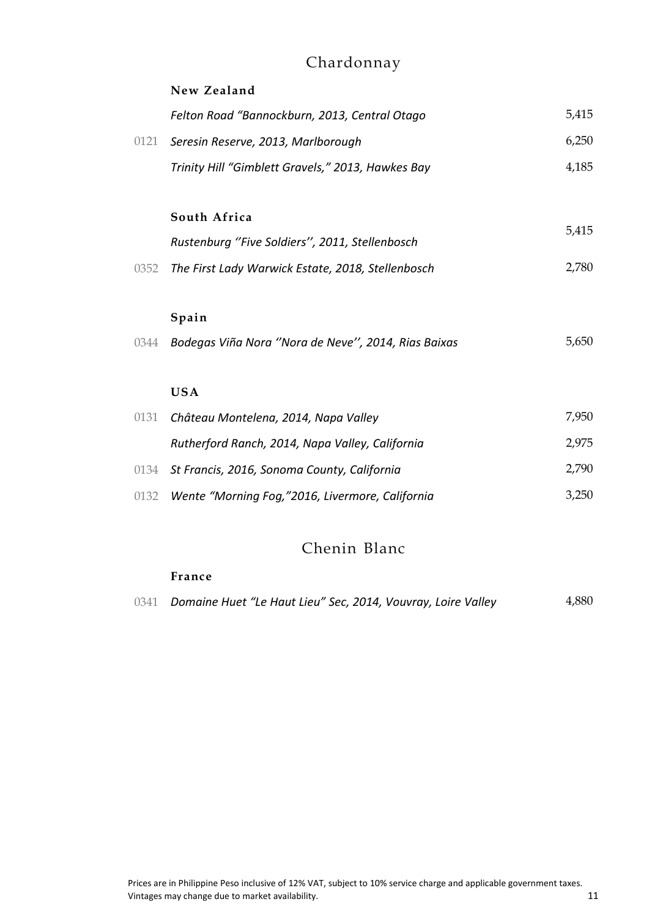## Chardonnay

### New Zealand

| | | |
|---|---|---|
| | *Felton Road "Bannockburn, 2013, Central Otago* | 5,415 |
| 0121 | *Seresin Reserve, 2013, Marlborough* | 6,250 |
| | *Trinity Hill "Gimblett Gravels," 2013, Hawkes Bay* | 4,185 |

### South Africa

| | | |
|---|---|---|
| | *Rustenburg ''Five Soldiers'', 2011, Stellenbosch* | 5,415 |
| 0352 | *The First Lady Warwick Estate, 2018, Stellenbosch* | 2,780 |

### Spain

| | | |
|---|---|---|
| 0344 | *Bodegas Viña Nora ''Nora de Neve'', 2014, Rias Baixas* | 5,650 |

### USA

| | | |
|---|---|---|
| 0131 | *Château Montelena, 2014, Napa Valley* | 7,950 |
| | *Rutherford Ranch, 2014, Napa Valley, California* | 2,975 |
| 0134 | *St Francis, 2016, Sonoma County, California* | 2,790 |
| 0132 | *Wente "Morning Fog,"2016, Livermore, California* | 3,250 |

## Chenin Blanc

### France

| | | |
|---|---|---|
| 0341 | *Domaine Huet "Le Haut Lieu" Sec, 2014, Vouvray, Loire Valley* | 4,880 |

Prices are in Philippine Peso inclusive of 12% VAT, subject to 10% service charge and applicable government taxes.
Vintages may change due to market availability.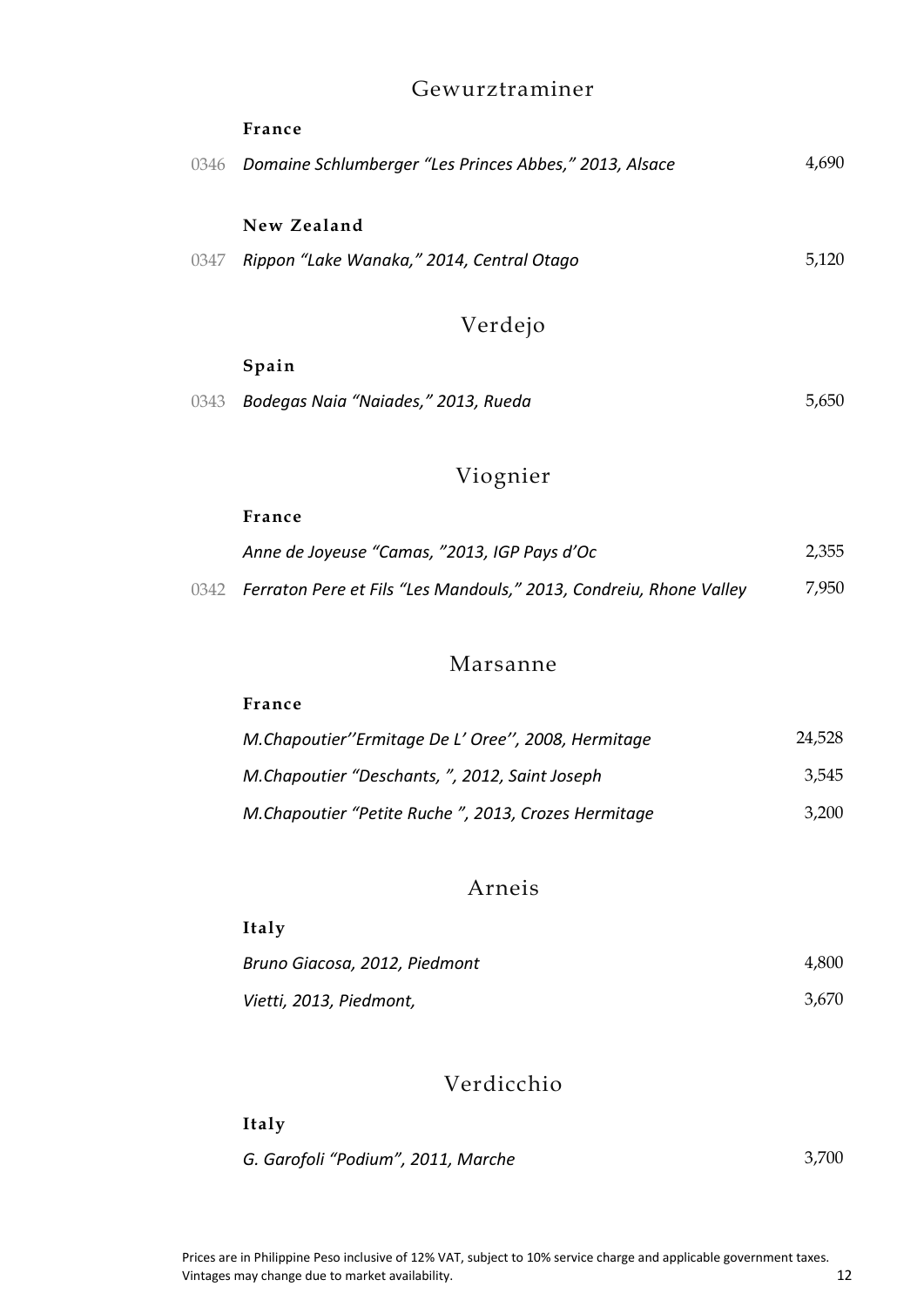## Gewurztraminer

**France**

| | | |
|---|---|---|
| 0346 | *Domaine Schlumberger "Les Princes Abbes," 2013, Alsace* | 4,690 |

**New Zealand**

| | | |
|---|---|---|
| 0347 | *Rippon "Lake Wanaka," 2014, Central Otago* | 5,120 |

## Verdejo

**Spain**

| | | |
|---|---|---|
| 0343 | *Bodegas Naia "Naiades," 2013, Rueda* | 5,650 |

## Viognier

**France**

| | | |
|---|---|---|
| | *Anne de Joyeuse "Camas, "2013, IGP Pays d'Oc* | 2,355 |
| 0342 | *Ferraton Pere et Fils "Les Mandouls," 2013, Condreiu, Rhone Valley* | 7,950 |

## Marsanne

**France**

| | |
|---|---|
| *M.Chapoutier''Ermitage De L' Oree'', 2008, Hermitage* | 24,528 |
| *M.Chapoutier "Deschants, ", 2012, Saint Joseph* | 3,545 |
| *M.Chapoutier "Petite Ruche ", 2013, Crozes Hermitage* | 3,200 |

## Arneis

**Italy**

| | |
|---|---|
| *Bruno Giacosa, 2012, Piedmont* | 4,800 |
| *Vietti, 2013, Piedmont,* | 3,670 |

## Verdicchio

**Italy**

| | |
|---|---|
| *G. Garofoli "Podium", 2011, Marche* | 3,700 |

Prices are in Philippine Peso inclusive of 12% VAT, subject to 10% service charge and applicable government taxes.
Vintages may change due to market availability.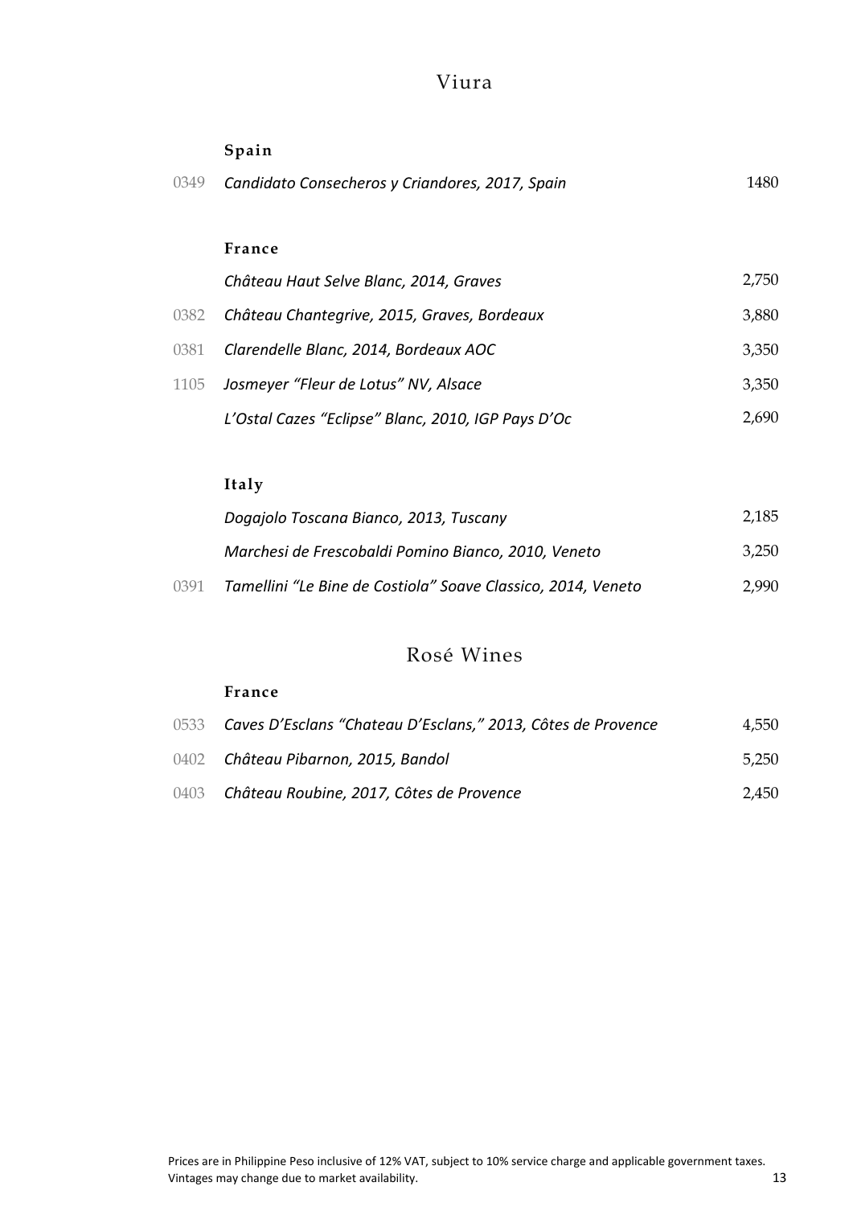# Viura

### Spain

| | | |
|---|---|---|
| 0349 | *Candidato Consecheros y Criandores, 2017, Spain* | 1480 |

### France

| | | |
|---|---|---|
| | *Château Haut Selve Blanc, 2014, Graves* | 2,750 |
| 0382 | *Château Chantegrive, 2015, Graves, Bordeaux* | 3,880 |
| 0381 | *Clarendelle Blanc, 2014, Bordeaux AOC* | 3,350 |
| 1105 | *Josmeyer "Fleur de Lotus" NV, Alsace* | 3,350 |
| | *L'Ostal Cazes "Eclipse" Blanc, 2010, IGP Pays D'Oc* | 2,690 |

### Italy

| | | |
|---|---|---|
| | *Dogajolo Toscana Bianco, 2013, Tuscany* | 2,185 |
| | *Marchesi de Frescobaldi Pomino Bianco, 2010, Veneto* | 3,250 |
| 0391 | *Tamellini "Le Bine de Costiola" Soave Classico, 2014, Veneto* | 2,990 |

# Rosé Wines

### France

| | | |
|---|---|---|
| 0533 | *Caves D'Esclans "Chateau D'Esclans," 2013, Côtes de Provence* | 4,550 |
| 0402 | *Château Pibarnon, 2015, Bandol* | 5,250 |
| 0403 | *Château Roubine, 2017, Côtes de Provence* | 2,450 |

Prices are in Philippine Peso inclusive of 12% VAT, subject to 10% service charge and applicable government taxes.
Vintages may change due to market availability.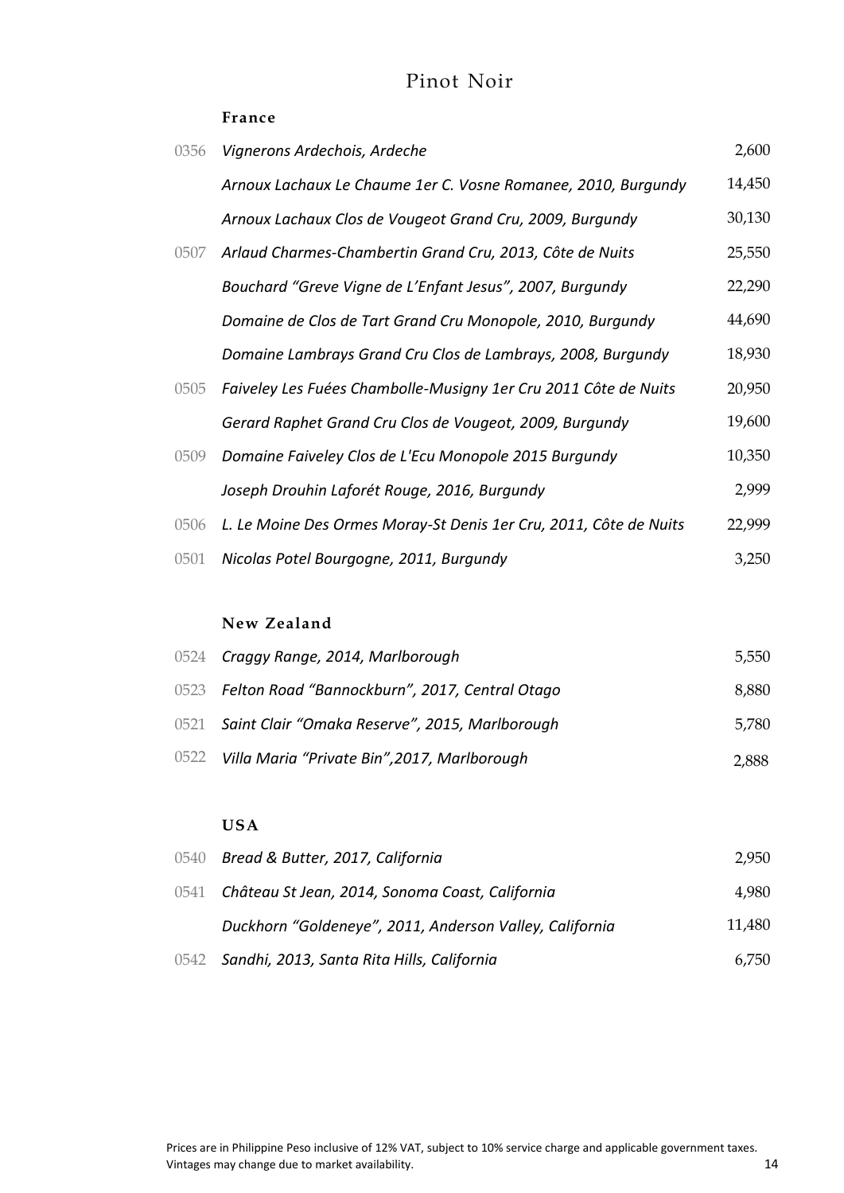# Pinot Noir

## France

| | | |
|---|---|---|
| 0356 | *Vignerons Ardechois, Ardeche* | 2,600 |
| | *Arnoux Lachaux Le Chaume 1er C. Vosne Romanee, 2010, Burgundy* | 14,450 |
| | *Arnoux Lachaux Clos de Vougeot Grand Cru, 2009, Burgundy* | 30,130 |
| 0507 | *Arlaud Charmes-Chambertin Grand Cru, 2013, Côte de Nuits* | 25,550 |
| | *Bouchard "Greve Vigne de L'Enfant Jesus", 2007, Burgundy* | 22,290 |
| | *Domaine de Clos de Tart Grand Cru Monopole, 2010, Burgundy* | 44,690 |
| | *Domaine Lambrays Grand Cru Clos de Lambrays, 2008, Burgundy* | 18,930 |
| 0505 | *Faiveley Les Fuées Chambolle-Musigny 1er Cru 2011 Côte de Nuits* | 20,950 |
| | *Gerard Raphet Grand Cru Clos de Vougeot, 2009, Burgundy* | 19,600 |
| 0509 | *Domaine Faiveley Clos de L'Ecu Monopole 2015 Burgundy* | 10,350 |
| | *Joseph Drouhin Laforét Rouge, 2016, Burgundy* | 2,999 |
| 0506 | *L. Le Moine Des Ormes Moray-St Denis 1er Cru, 2011, Côte de Nuits* | 22,999 |
| 0501 | *Nicolas Potel Bourgogne, 2011, Burgundy* | 3,250 |

## New Zealand

| | | |
|---|---|---|
| 0524 | *Craggy Range, 2014, Marlborough* | 5,550 |
| 0523 | *Felton Road "Bannockburn", 2017, Central Otago* | 8,880 |
| 0521 | *Saint Clair "Omaka Reserve", 2015, Marlborough* | 5,780 |
| 0522 | *Villa Maria "Private Bin",2017, Marlborough* | 2,888 |

## USA

| | | |
|---|---|---|
| 0540 | *Bread & Butter, 2017, California* | 2,950 |
| 0541 | *Château St Jean, 2014, Sonoma Coast, California* | 4,980 |
| | *Duckhorn "Goldeneye", 2011, Anderson Valley, California* | 11,480 |
| 0542 | *Sandhi, 2013, Santa Rita Hills, California* | 6,750 |

Prices are in Philippine Peso inclusive of 12% VAT, subject to 10% service charge and applicable government taxes.
Vintages may change due to market availability.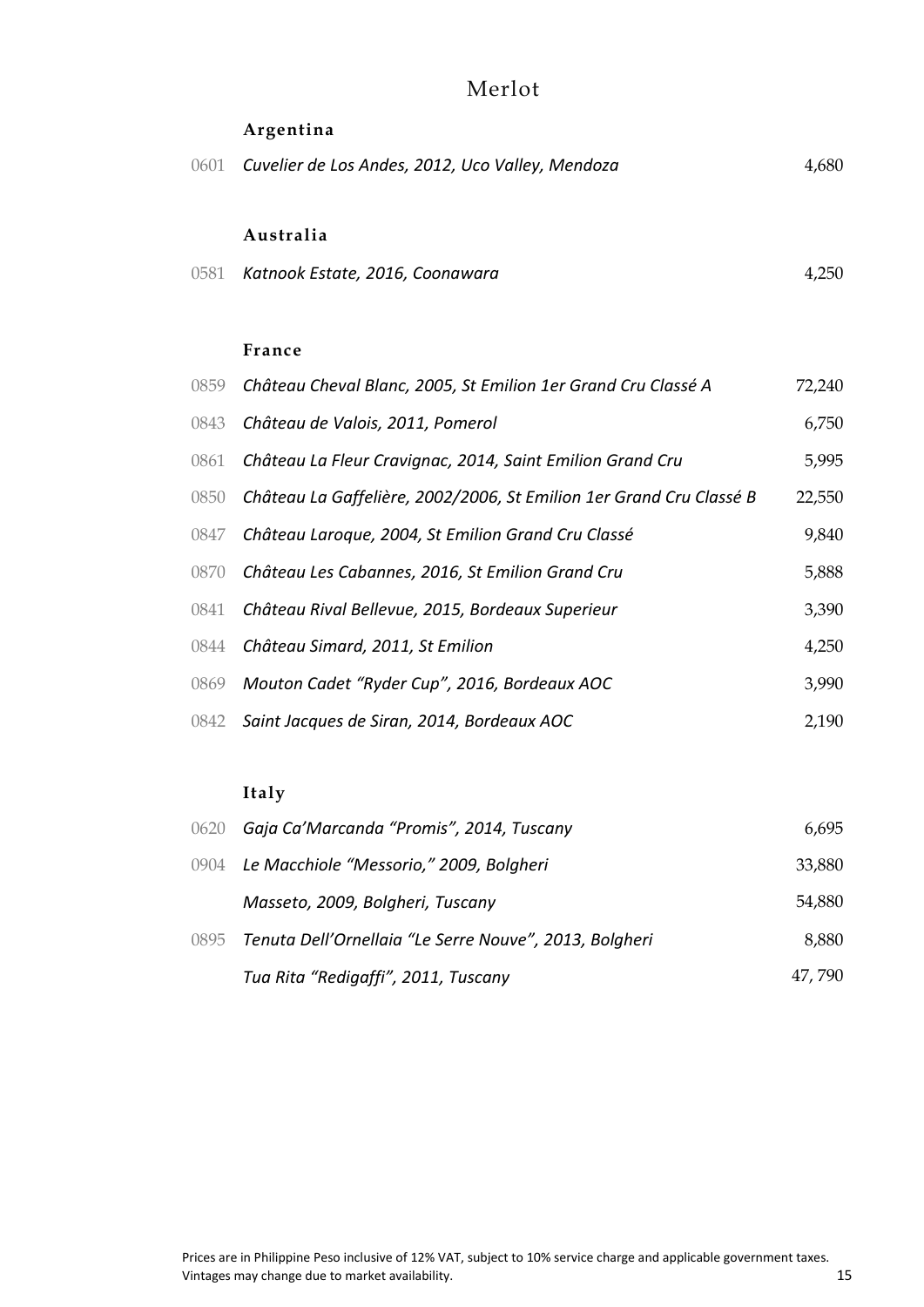# Merlot

## Argentina

| | | |
|---|---|---|
| 0601 | *Cuvelier de Los Andes, 2012, Uco Valley, Mendoza* | 4,680 |

## Australia

| | | |
|---|---|---|
| 0581 | *Katnook Estate, 2016, Coonawara* | 4,250 |

## France

| | | |
|---|---|---|
| 0859 | *Château Cheval Blanc, 2005, St Emilion 1er Grand Cru Classé A* | 72,240 |
| 0843 | *Château de Valois, 2011, Pomerol* | 6,750 |
| 0861 | *Château La Fleur Cravignac, 2014, Saint Emilion Grand Cru* | 5,995 |
| 0850 | *Château La Gaffelière, 2002/2006, St Emilion 1er Grand Cru Classé B* | 22,550 |
| 0847 | *Château Laroque, 2004, St Emilion Grand Cru Classé* | 9,840 |
| 0870 | *Château Les Cabannes, 2016, St Emilion Grand Cru* | 5,888 |
| 0841 | *Château Rival Bellevue, 2015, Bordeaux Superieur* | 3,390 |
| 0844 | *Château Simard, 2011, St Emilion* | 4,250 |
| 0869 | *Mouton Cadet "Ryder Cup", 2016, Bordeaux AOC* | 3,990 |
| 0842 | *Saint Jacques de Siran, 2014, Bordeaux AOC* | 2,190 |

## Italy

| | | |
|---|---|---|
| 0620 | *Gaja Ca'Marcanda "Promis", 2014, Tuscany* | 6,695 |
| 0904 | *Le Macchiole "Messorio," 2009, Bolgheri* | 33,880 |
| | *Masseto, 2009, Bolgheri, Tuscany* | 54,880 |
| 0895 | *Tenuta Dell'Ornellaia "Le Serre Nouve", 2013, Bolgheri* | 8,880 |
| | *Tua Rita "Redigaffi", 2011, Tuscany* | 47, 790 |

Prices are in Philippine Peso inclusive of 12% VAT, subject to 10% service charge and applicable government taxes.
Vintages may change due to market availability.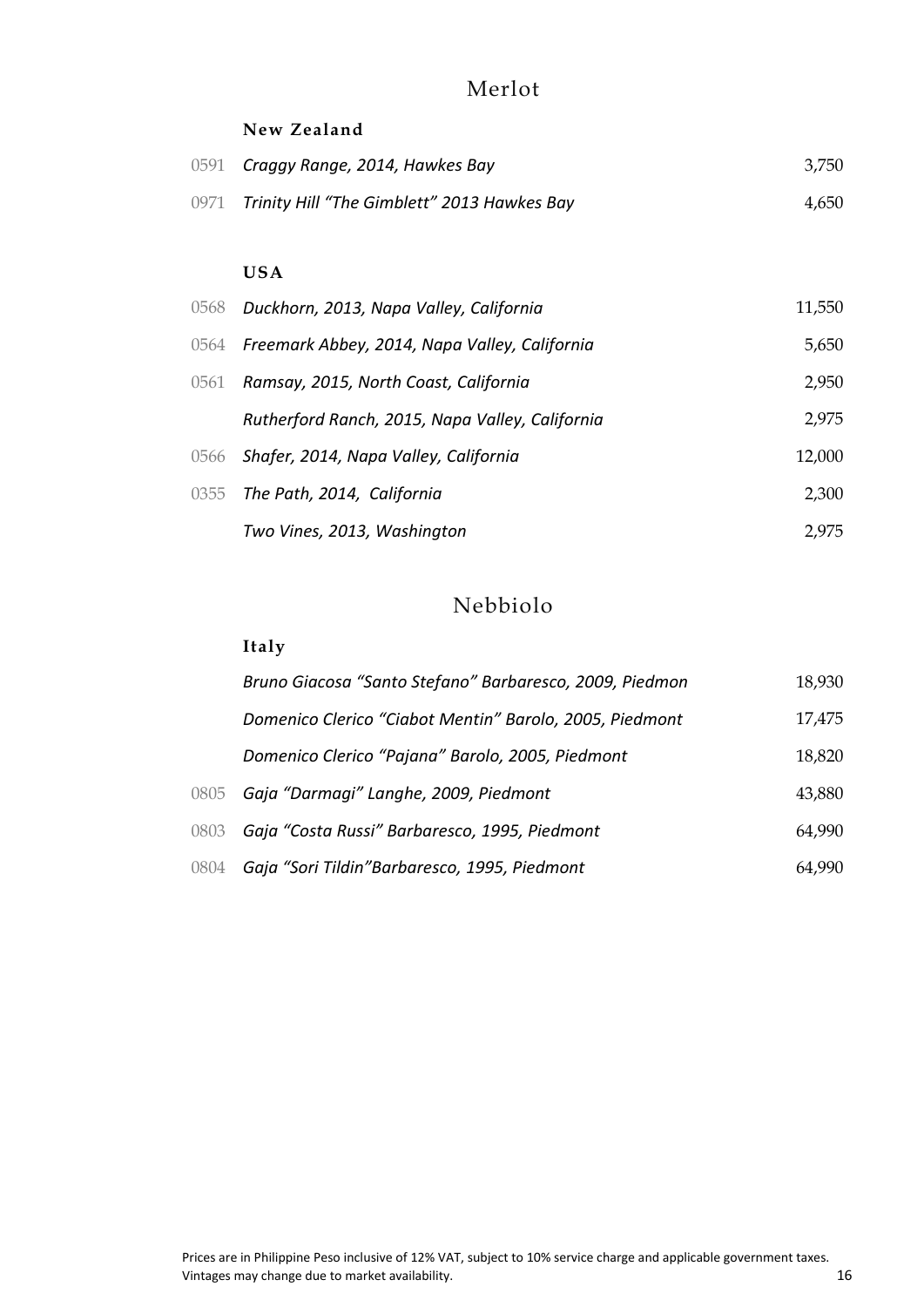# Merlot

### New Zealand

| | | |
|---|---|---|
| 0591 | *Craggy Range, 2014, Hawkes Bay* | 3,750 |
| 0971 | *Trinity Hill "The Gimblett" 2013 Hawkes Bay* | 4,650 |

### USA

| | | |
|---|---|---|
| 0568 | *Duckhorn, 2013, Napa Valley, California* | 11,550 |
| 0564 | *Freemark Abbey, 2014, Napa Valley, California* | 5,650 |
| 0561 | *Ramsay, 2015, North Coast, California* | 2,950 |
| | *Rutherford Ranch, 2015, Napa Valley, California* | 2,975 |
| 0566 | *Shafer, 2014, Napa Valley, California* | 12,000 |
| 0355 | *The Path, 2014, California* | 2,300 |
| | *Two Vines, 2013, Washington* | 2,975 |

# Nebbiolo

### Italy

| | | |
|---|---|---|
| | *Bruno Giacosa "Santo Stefano" Barbaresco, 2009, Piedmon* | 18,930 |
| | *Domenico Clerico "Ciabot Mentin" Barolo, 2005, Piedmont* | 17,475 |
| | *Domenico Clerico "Pajana" Barolo, 2005, Piedmont* | 18,820 |
| 0805 | *Gaja "Darmagi" Langhe, 2009, Piedmont* | 43,880 |
| 0803 | *Gaja "Costa Russi" Barbaresco, 1995, Piedmont* | 64,990 |
| 0804 | *Gaja "Sori Tildin"Barbaresco, 1995, Piedmont* | 64,990 |

Prices are in Philippine Peso inclusive of 12% VAT, subject to 10% service charge and applicable government taxes.
Vintages may change due to market availability.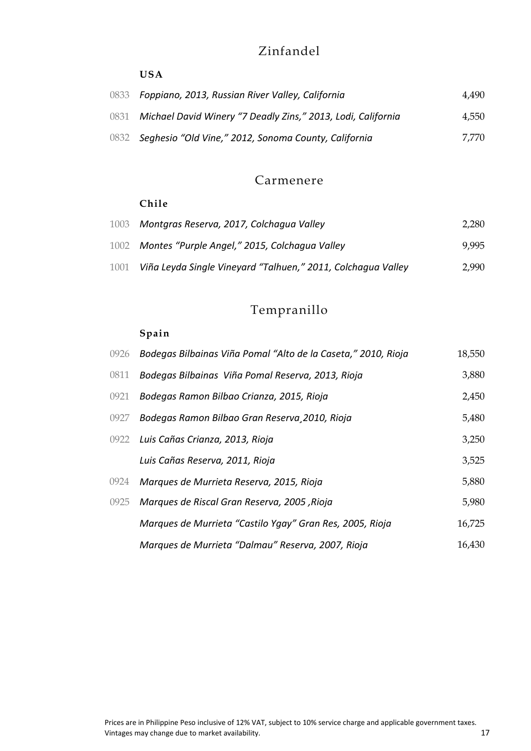## Zinfandel

### USA

| | | |
|---|---|---|
| 0833 | *Foppiano, 2013, Russian River Valley, California* | 4,490 |
| 0831 | *Michael David Winery "7 Deadly Zins," 2013, Lodi, California* | 4,550 |
| 0832 | *Seghesio "Old Vine," 2012, Sonoma County, California* | 7,770 |

## Carmenere

### Chile

| | | |
|---|---|---|
| 1003 | *Montgras Reserva, 2017, Colchagua Valley* | 2,280 |
| 1002 | *Montes "Purple Angel," 2015, Colchagua Valley* | 9,995 |
| 1001 | *Viña Leyda Single Vineyard "Talhuen," 2011, Colchagua Valley* | 2,990 |

## Tempranillo

### Spain

| | | |
|---|---|---|
| 0926 | *Bodegas Bilbainas Viña Pomal "Alto de la Caseta," 2010, Rioja* | 18,550 |
| 0811 | *Bodegas Bilbainas Viña Pomal Reserva, 2013, Rioja* | 3,880 |
| 0921 | *Bodegas Ramon Bilbao Crianza, 2015, Rioja* | 2,450 |
| 0927 | *Bodegas Ramon Bilbao Gran Reserva¸2010, Rioja* | 5,480 |
| 0922 | *Luis Cañas Crianza, 2013, Rioja* | 3,250 |
| | *Luis Cañas Reserva, 2011, Rioja* | 3,525 |
| 0924 | *Marques de Murrieta Reserva, 2015, Rioja* | 5,880 |
| 0925 | *Marques de Riscal Gran Reserva, 2005 ,Rioja* | 5,980 |
| | *Marques de Murrieta "Castilo Ygay" Gran Res, 2005, Rioja* | 16,725 |
| | *Marques de Murrieta "Dalmau" Reserva, 2007, Rioja* | 16,430 |

Prices are in Philippine Peso inclusive of 12% VAT, subject to 10% service charge and applicable government taxes.
Vintages may change due to market availability.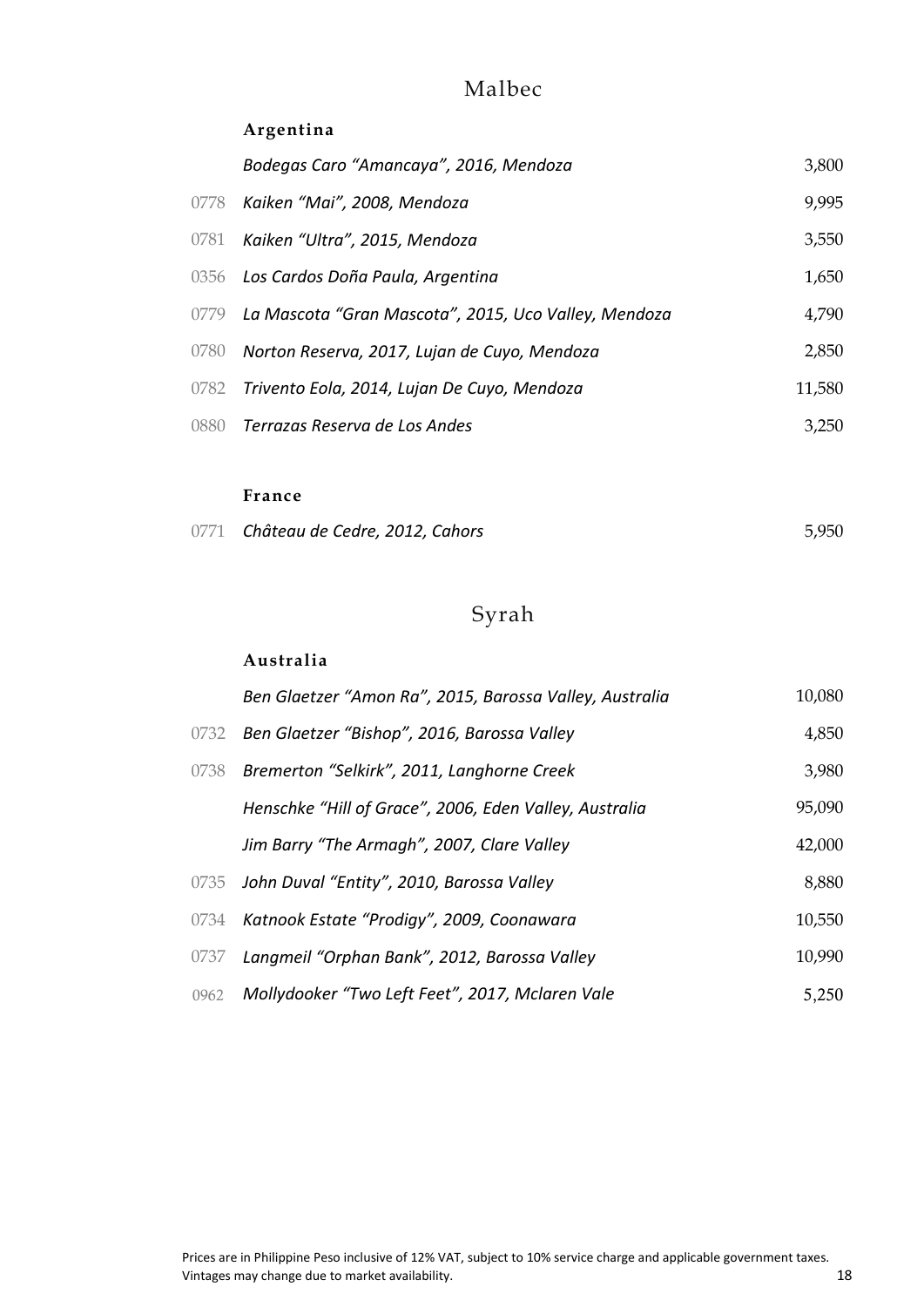# Malbec

### Argentina

| | | |
|---|---|---|
| | *Bodegas Caro "Amancaya", 2016, Mendoza* | 3,800 |
| 0778 | *Kaiken "Mai", 2008, Mendoza* | 9,995 |
| 0781 | *Kaiken "Ultra", 2015, Mendoza* | 3,550 |
| 0356 | *Los Cardos Doña Paula, Argentina* | 1,650 |
| 0779 | *La Mascota "Gran Mascota", 2015, Uco Valley, Mendoza* | 4,790 |
| 0780 | *Norton Reserva, 2017, Lujan de Cuyo, Mendoza* | 2,850 |
| 0782 | *Trivento Eola, 2014, Lujan De Cuyo, Mendoza* | 11,580 |
| 0880 | *Terrazas Reserva de Los Andes* | 3,250 |

### France

| | | |
|---|---|---|
| 0771 | *Château de Cedre, 2012, Cahors* | 5,950 |

# Syrah

### Australia

| | | |
|---|---|---|
| | *Ben Glaetzer "Amon Ra", 2015, Barossa Valley, Australia* | 10,080 |
| 0732 | *Ben Glaetzer "Bishop", 2016, Barossa Valley* | 4,850 |
| 0738 | *Bremerton "Selkirk", 2011, Langhorne Creek* | 3,980 |
| | *Henschke "Hill of Grace", 2006, Eden Valley, Australia* | 95,090 |
| | *Jim Barry "The Armagh", 2007, Clare Valley* | 42,000 |
| 0735 | *John Duval "Entity", 2010, Barossa Valley* | 8,880 |
| 0734 | *Katnook Estate "Prodigy", 2009, Coonawara* | 10,550 |
| 0737 | *Langmeil "Orphan Bank", 2012, Barossa Valley* | 10,990 |
| 0962 | *Mollydooker "Two Left Feet", 2017, Mclaren Vale* | 5,250 |

Prices are in Philippine Peso inclusive of 12% VAT, subject to 10% service charge and applicable government taxes.
Vintages may change due to market availability.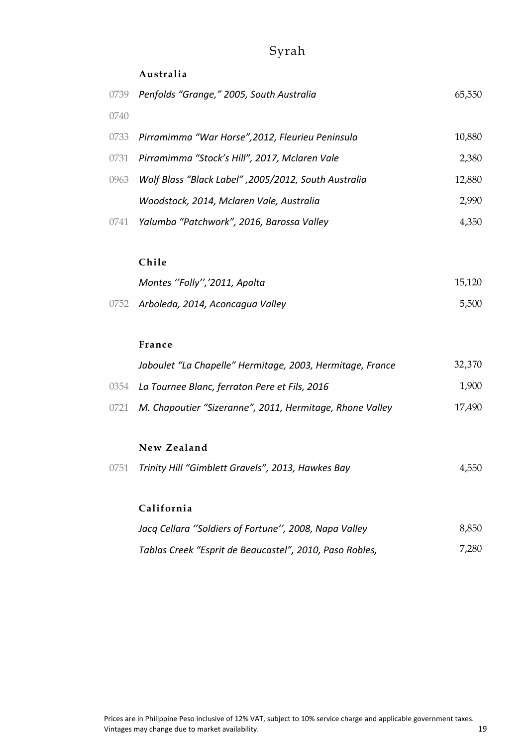# Syrah

## Australia

| | | |
|---|---|---|
| 0739 | *Penfolds "Grange," 2005, South Australia* | 65,550 |
| 0740 | | |
| 0733 | *Pirramimma "War Horse",2012, Fleurieu Peninsula* | 10,880 |
| 0731 | *Pirramimma "Stock's Hill", 2017, Mclaren Vale* | 2,380 |
| 0963 | *Wolf Blass "Black Label" ,2005/2012, South Australia* | 12,880 |
| | *Woodstock, 2014, Mclaren Vale, Australia* | 2,990 |
| 0741 | *Yalumba "Patchwork", 2016, Barossa Valley* | 4,350 |

## Chile

| | | |
|---|---|---|
| | *Montes ''Folly'','2011, Apalta* | 15,120 |
| 0752 | *Arboleda, 2014, Aconcagua Valley* | 5,500 |

## France

| | | |
|---|---|---|
| | *Jaboulet "La Chapelle" Hermitage, 2003, Hermitage, France* | 32,370 |
| 0354 | *La Tournee Blanc, ferraton Pere et Fils, 2016* | 1,900 |
| 0721 | *M. Chapoutier "Sizeranne", 2011, Hermitage, Rhone Valley* | 17,490 |

## New Zealand

| | | |
|---|---|---|
| 0751 | *Trinity Hill "Gimblett Gravels", 2013, Hawkes Bay* | 4,550 |

## California

| | | |
|---|---|---|
| | *Jacq Cellara ''Soldiers of Fortune'', 2008, Napa Valley* | 8,850 |
| | *Tablas Creek "Esprit de Beaucastel", 2010, Paso Robles,* | 7,280 |

Prices are in Philippine Peso inclusive of 12% VAT, subject to 10% service charge and applicable government taxes.
Vintages may change due to market availability.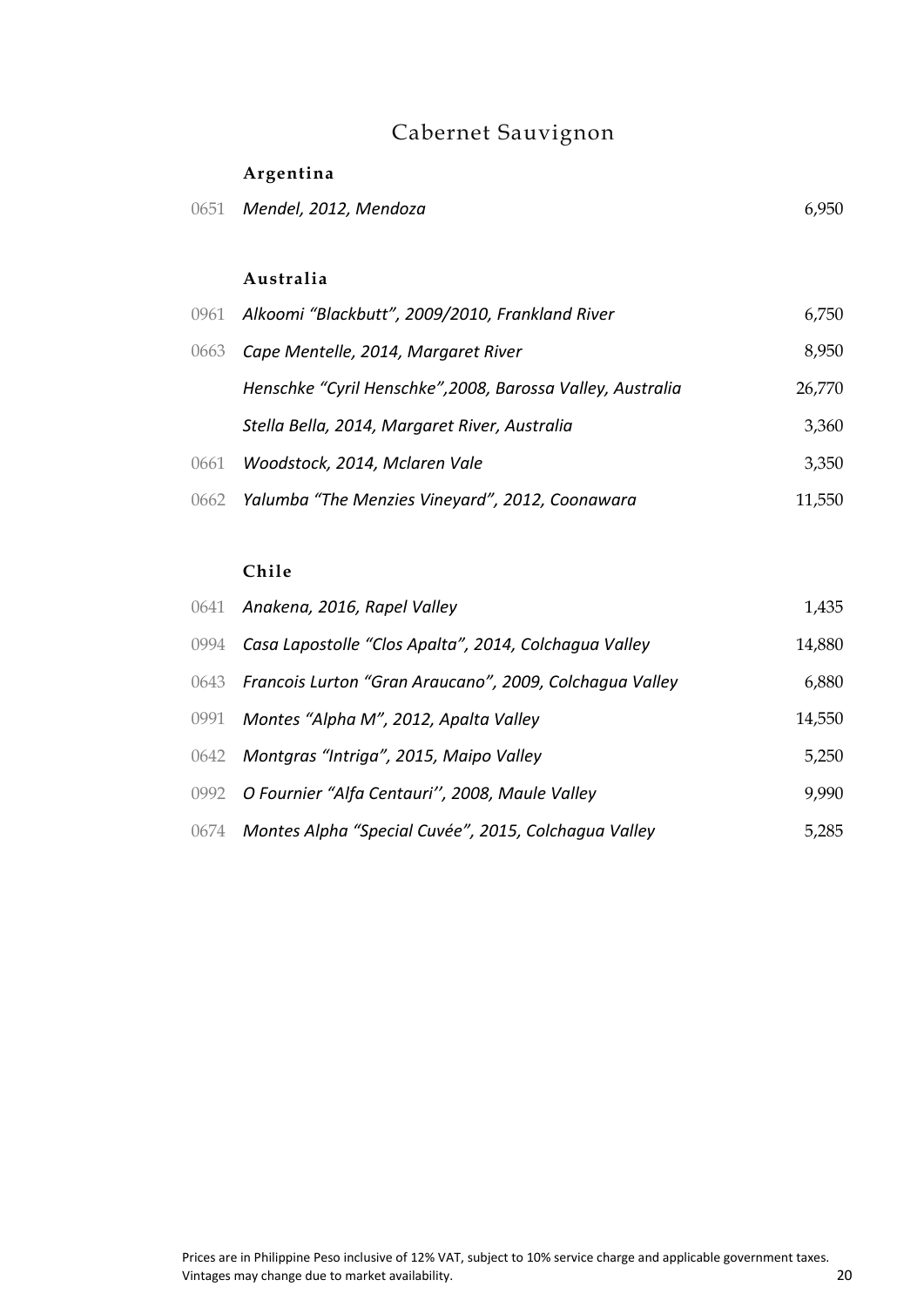# Cabernet Sauvignon

## Argentina

| | | |
|---|---|---|
| 0651 | *Mendel, 2012, Mendoza* | 6,950 |

## Australia

| | | |
|---|---|---|
| 0961 | *Alkoomi "Blackbutt", 2009/2010, Frankland River* | 6,750 |
| 0663 | *Cape Mentelle, 2014, Margaret River* | 8,950 |
| | *Henschke "Cyril Henschke",2008, Barossa Valley, Australia* | 26,770 |
| | *Stella Bella, 2014, Margaret River, Australia* | 3,360 |
| 0661 | *Woodstock, 2014, Mclaren Vale* | 3,350 |
| 0662 | *Yalumba "The Menzies Vineyard", 2012, Coonawara* | 11,550 |

## Chile

| | | |
|---|---|---|
| 0641 | *Anakena, 2016, Rapel Valley* | 1,435 |
| 0994 | *Casa Lapostolle "Clos Apalta", 2014, Colchagua Valley* | 14,880 |
| 0643 | *Francois Lurton "Gran Araucano", 2009, Colchagua Valley* | 6,880 |
| 0991 | *Montes "Alpha M", 2012, Apalta Valley* | 14,550 |
| 0642 | *Montgras "Intriga", 2015, Maipo Valley* | 5,250 |
| 0992 | *O Fournier "Alfa Centauri'', 2008, Maule Valley* | 9,990 |
| 0674 | *Montes Alpha "Special Cuvée", 2015, Colchagua Valley* | 5,285 |

Prices are in Philippine Peso inclusive of 12% VAT, subject to 10% service charge and applicable government taxes.
Vintages may change due to market availability.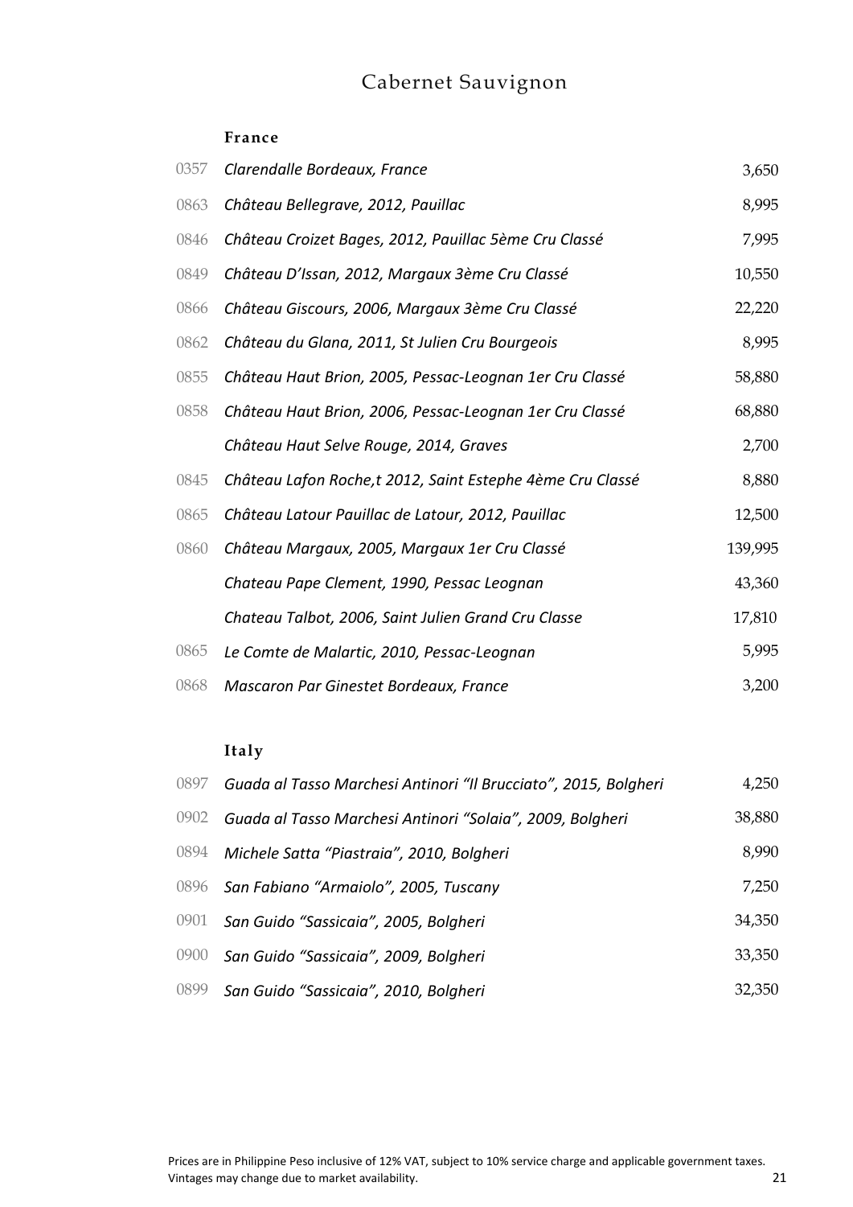# Cabernet Sauvignon

## France

| | | |
|---|---|---|
| 0357 | *Clarendalle Bordeaux, France* | 3,650 |
| 0863 | *Château Bellegrave, 2012, Pauillac* | 8,995 |
| 0846 | *Château Croizet Bages, 2012, Pauillac 5ème Cru Classé* | 7,995 |
| 0849 | *Château D'Issan, 2012, Margaux 3ème Cru Classé* | 10,550 |
| 0866 | *Château Giscours, 2006, Margaux 3ème Cru Classé* | 22,220 |
| 0862 | *Château du Glana, 2011, St Julien Cru Bourgeois* | 8,995 |
| 0855 | *Château Haut Brion, 2005, Pessac-Leognan 1er Cru Classé* | 58,880 |
| 0858 | *Château Haut Brion, 2006, Pessac-Leognan 1er Cru Classé* | 68,880 |
| | *Château Haut Selve Rouge, 2014, Graves* | 2,700 |
| 0845 | *Château Lafon Roche,t 2012, Saint Estephe 4ème Cru Classé* | 8,880 |
| 0865 | *Château Latour Pauillac de Latour, 2012, Pauillac* | 12,500 |
| 0860 | *Château Margaux, 2005, Margaux 1er Cru Classé* | 139,995 |
| | *Chateau Pape Clement, 1990, Pessac Leognan* | 43,360 |
| | *Chateau Talbot, 2006, Saint Julien Grand Cru Classe* | 17,810 |
| 0865 | *Le Comte de Malartic, 2010, Pessac-Leognan* | 5,995 |
| 0868 | *Mascaron Par Ginestet Bordeaux, France* | 3,200 |

## Italy

| | | |
|---|---|---|
| 0897 | *Guada al Tasso Marchesi Antinori "Il Brucciato", 2015, Bolgheri* | 4,250 |
| 0902 | *Guada al Tasso Marchesi Antinori "Solaia", 2009, Bolgheri* | 38,880 |
| 0894 | *Michele Satta "Piastraia", 2010, Bolgheri* | 8,990 |
| 0896 | *San Fabiano "Armaiolo", 2005, Tuscany* | 7,250 |
| 0901 | *San Guido "Sassicaia", 2005, Bolgheri* | 34,350 |
| 0900 | *San Guido "Sassicaia", 2009, Bolgheri* | 33,350 |
| 0899 | *San Guido "Sassicaia", 2010, Bolgheri* | 32,350 |

Prices are in Philippine Peso inclusive of 12% VAT, subject to 10% service charge and applicable government taxes.
Vintages may change due to market availability.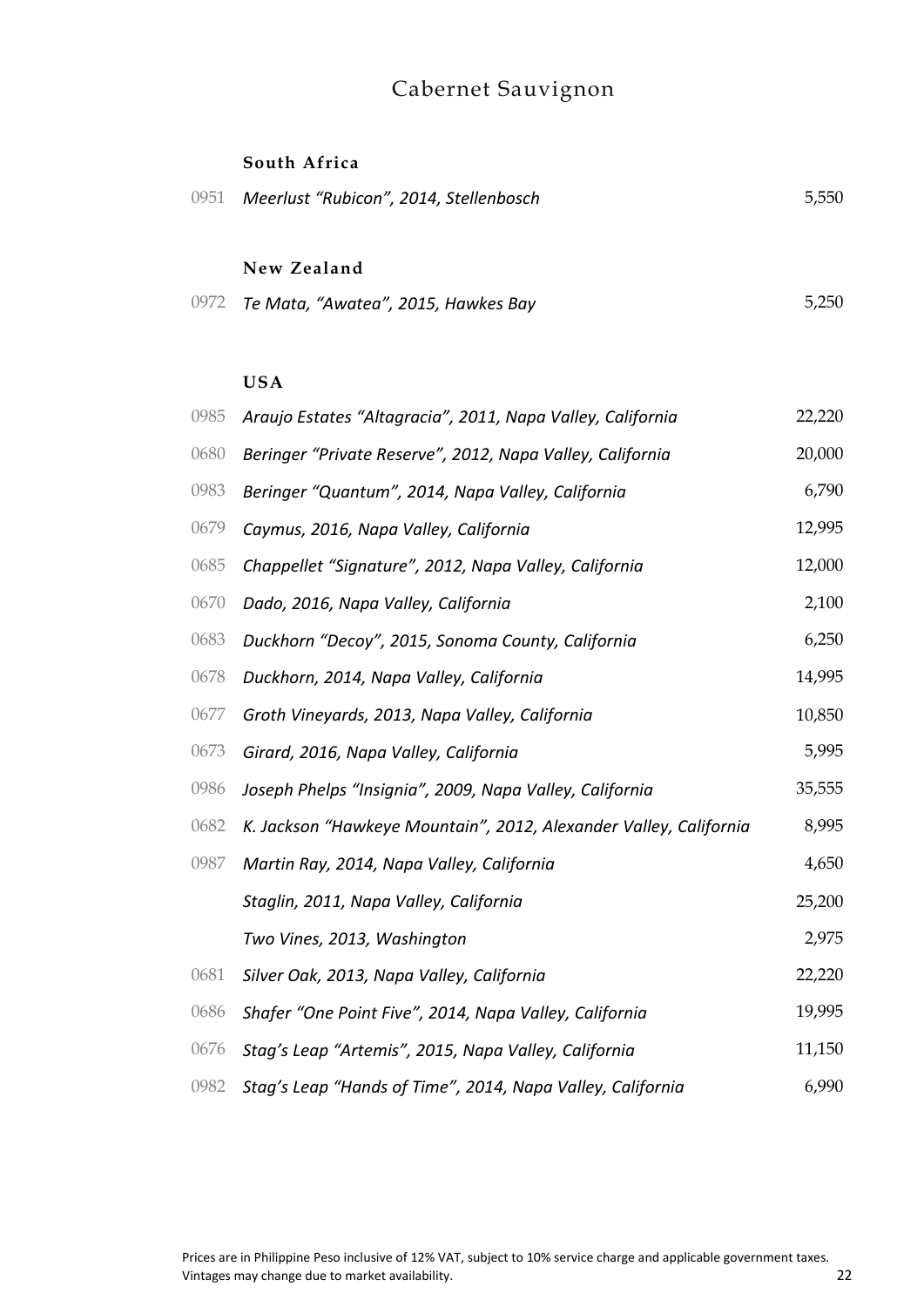# Cabernet Sauvignon

## South Africa

| | | |
|---|---|---|
| 0951 | *Meerlust "Rubicon", 2014, Stellenbosch* | 5,550 |

## New Zealand

| | | |
|---|---|---|
| 0972 | *Te Mata, "Awatea", 2015, Hawkes Bay* | 5,250 |

## USA

| | | |
|---|---|---|
| 0985 | *Araujo Estates "Altagracia", 2011, Napa Valley, California* | 22,220 |
| 0680 | *Beringer "Private Reserve", 2012, Napa Valley, California* | 20,000 |
| 0983 | *Beringer "Quantum", 2014, Napa Valley, California* | 6,790 |
| 0679 | *Caymus, 2016, Napa Valley, California* | 12,995 |
| 0685 | *Chappellet "Signature", 2012, Napa Valley, California* | 12,000 |
| 0670 | *Dado, 2016, Napa Valley, California* | 2,100 |
| 0683 | *Duckhorn "Decoy", 2015, Sonoma County, California* | 6,250 |
| 0678 | *Duckhorn, 2014, Napa Valley, California* | 14,995 |
| 0677 | *Groth Vineyards, 2013, Napa Valley, California* | 10,850 |
| 0673 | *Girard, 2016, Napa Valley, California* | 5,995 |
| 0986 | *Joseph Phelps "Insignia", 2009, Napa Valley, California* | 35,555 |
| 0682 | *K. Jackson "Hawkeye Mountain", 2012, Alexander Valley, California* | 8,995 |
| 0987 | *Martin Ray, 2014, Napa Valley, California* | 4,650 |
| | *Staglin, 2011, Napa Valley, California* | 25,200 |
| | *Two Vines, 2013, Washington* | 2,975 |
| 0681 | *Silver Oak, 2013, Napa Valley, California* | 22,220 |
| 0686 | *Shafer "One Point Five", 2014, Napa Valley, California* | 19,995 |
| 0676 | *Stag's Leap "Artemis", 2015, Napa Valley, California* | 11,150 |
| 0982 | *Stag's Leap "Hands of Time", 2014, Napa Valley, California* | 6,990 |

Prices are in Philippine Peso inclusive of 12% VAT, subject to 10% service charge and applicable government taxes.
Vintages may change due to market availability.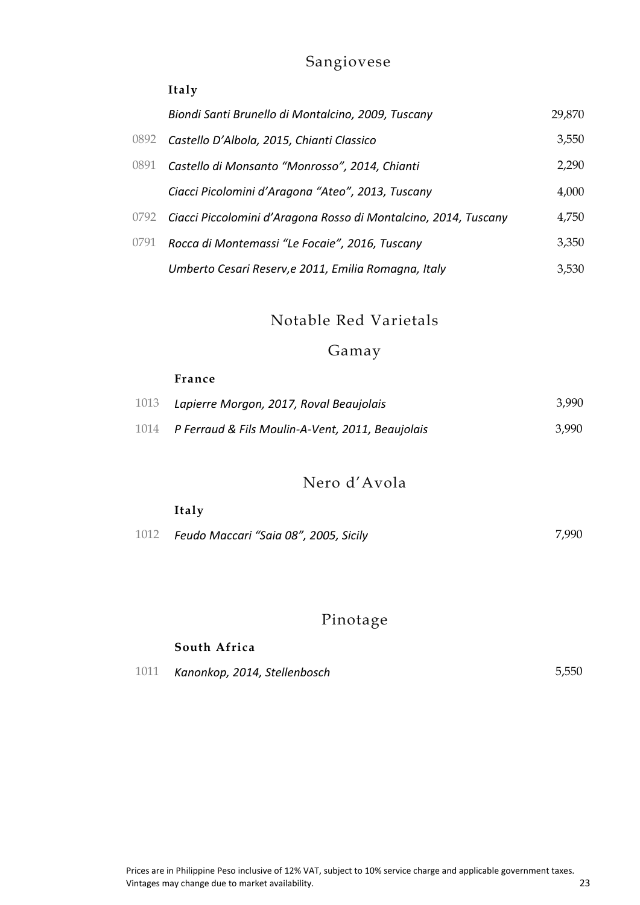## Sangiovese

**Italy**

| | | |
|---|---|---|
| | *Biondi Santi Brunello di Montalcino, 2009, Tuscany* | 29,870 |
| 0892 | *Castello D'Albola, 2015, Chianti Classico* | 3,550 |
| 0891 | *Castello di Monsanto "Monrosso", 2014, Chianti* | 2,290 |
| | *Ciacci Picolomini d'Aragona "Ateo", 2013, Tuscany* | 4,000 |
| 0792 | *Ciacci Piccolomini d'Aragona Rosso di Montalcino, 2014, Tuscany* | 4,750 |
| 0791 | *Rocca di Montemassi "Le Focaie", 2016, Tuscany* | 3,350 |
| | *Umberto Cesari Reserv,e 2011, Emilia Romagna, Italy* | 3,530 |

# Notable Red Varietals

## Gamay

**France**

| | | |
|---|---|---|
| 1013 | *Lapierre Morgon, 2017, Roval Beaujolais* | 3,990 |
| 1014 | *P Ferraud & Fils Moulin-A-Vent, 2011, Beaujolais* | 3,990 |

## Nero d'Avola

**Italy**

| | | |
|---|---|---|
| 1012 | *Feudo Maccari "Saia 08", 2005, Sicily* | 7,990 |

## Pinotage

**South Africa**

| | | |
|---|---|---|
| 1011 | *Kanonkop, 2014, Stellenbosch* | 5,550 |

Prices are in Philippine Peso inclusive of 12% VAT, subject to 10% service charge and applicable government taxes.
Vintages may change due to market availability.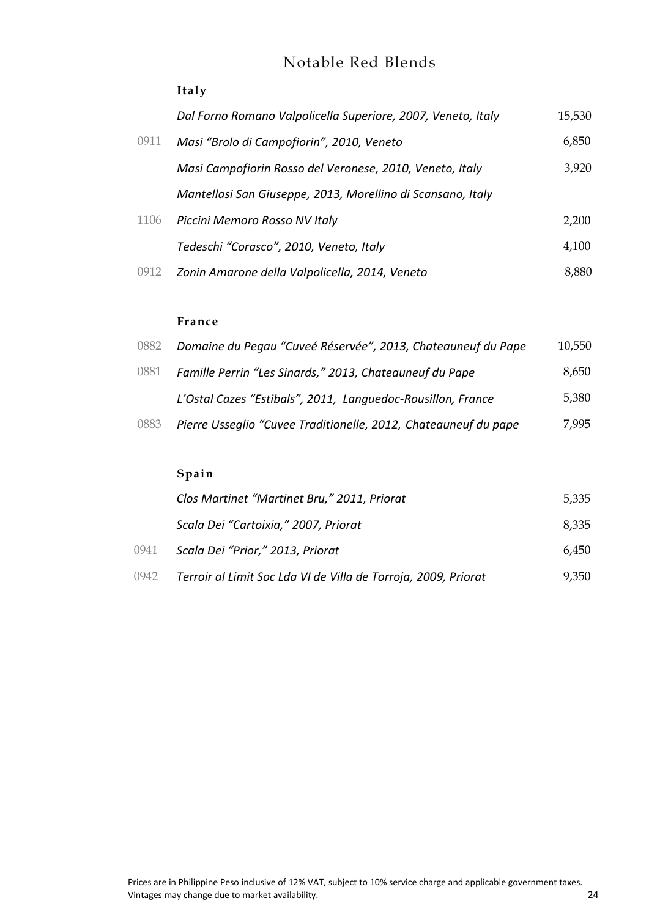# Notable Red Blends

## Italy

| | | |
|---|---|---|
| | *Dal Forno Romano Valpolicella Superiore, 2007, Veneto, Italy* | 15,530 |
| 0911 | *Masi "Brolo di Campofiorin", 2010, Veneto* | 6,850 |
| | *Masi Campofiorin Rosso del Veronese, 2010, Veneto, Italy* | 3,920 |
| | *Mantellasi San Giuseppe, 2013, Morellino di Scansano, Italy* | |
| 1106 | *Piccini Memoro Rosso NV Italy* | 2,200 |
| | *Tedeschi "Corasco", 2010, Veneto, Italy* | 4,100 |
| 0912 | *Zonin Amarone della Valpolicella, 2014, Veneto* | 8,880 |

## France

| | | |
|---|---|---|
| 0882 | *Domaine du Pegau "Cuveé Réservée", 2013, Chateauneuf du Pape* | 10,550 |
| 0881 | *Famille Perrin "Les Sinards," 2013, Chateauneuf du Pape* | 8,650 |
| | *L'Ostal Cazes "Estibals", 2011, Languedoc-Rousillon, France* | 5,380 |
| 0883 | *Pierre Usseglio "Cuvee Traditionelle, 2012, Chateauneuf du pape* | 7,995 |

## Spain

| | | |
|---|---|---|
| | *Clos Martinet "Martinet Bru," 2011, Priorat* | 5,335 |
| | *Scala Dei "Cartoixia," 2007, Priorat* | 8,335 |
| 0941 | *Scala Dei "Prior," 2013, Priorat* | 6,450 |
| 0942 | *Terroir al Limit Soc Lda VI de Villa de Torroja, 2009, Priorat* | 9,350 |

Prices are in Philippine Peso inclusive of 12% VAT, subject to 10% service charge and applicable government taxes.
Vintages may change due to market availability.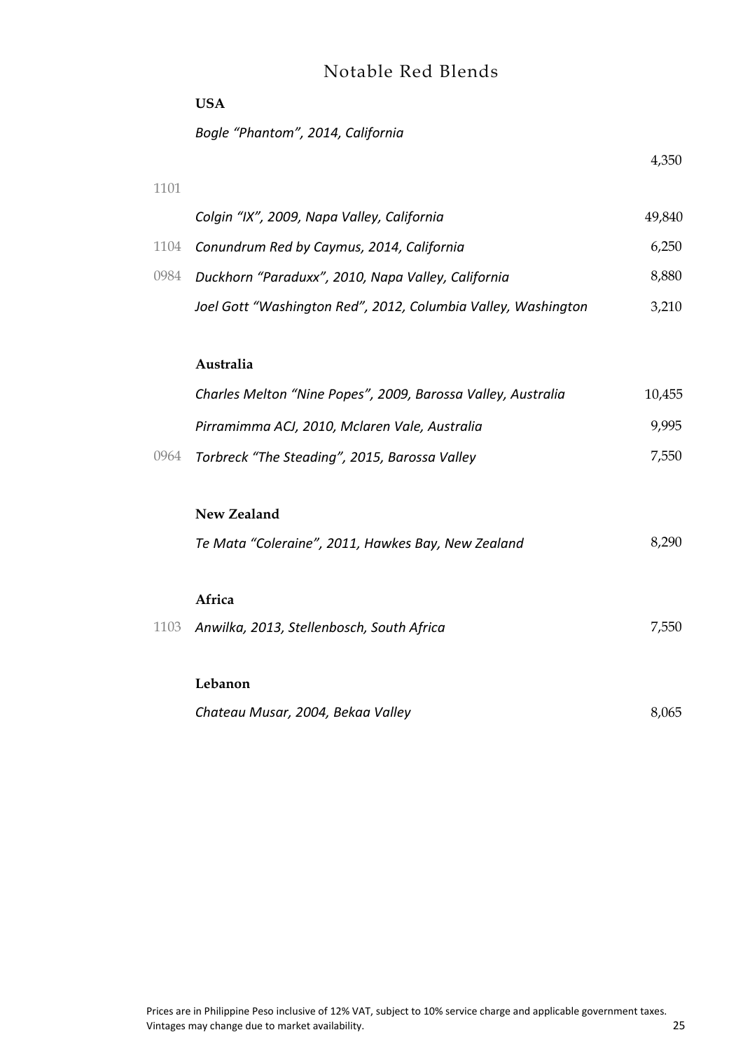# Notable Red Blends

**USA**

| Code | Wine | Price |
|---|---|---|
| 1101 | *Bogle "Phantom", 2014, California* | 4,350 |
| | *Colgin "IX", 2009, Napa Valley, California* | 49,840 |
| 1104 | *Conundrum Red by Caymus, 2014, California* | 6,250 |
| 0984 | *Duckhorn "Paraduxx", 2010, Napa Valley, California* | 8,880 |
| | *Joel Gott "Washington Red", 2012, Columbia Valley, Washington* | 3,210 |

**Australia**

| Code | Wine | Price |
|---|---|---|
| | *Charles Melton "Nine Popes", 2009, Barossa Valley, Australia* | 10,455 |
| | *Pirramimma ACJ, 2010, Mclaren Vale, Australia* | 9,995 |
| 0964 | *Torbreck "The Steading", 2015, Barossa Valley* | 7,550 |

**New Zealand**

| Code | Wine | Price |
|---|---|---|
| | *Te Mata "Coleraine", 2011, Hawkes Bay, New Zealand* | 8,290 |

**Africa**

| Code | Wine | Price |
|---|---|---|
| 1103 | *Anwilka, 2013, Stellenbosch, South Africa* | 7,550 |

**Lebanon**

| Code | Wine | Price |
|---|---|---|
| | *Chateau Musar, 2004, Bekaa Valley* | 8,065 |

Prices are in Philippine Peso inclusive of 12% VAT, subject to 10% service charge and applicable government taxes.
Vintages may change due to market availability.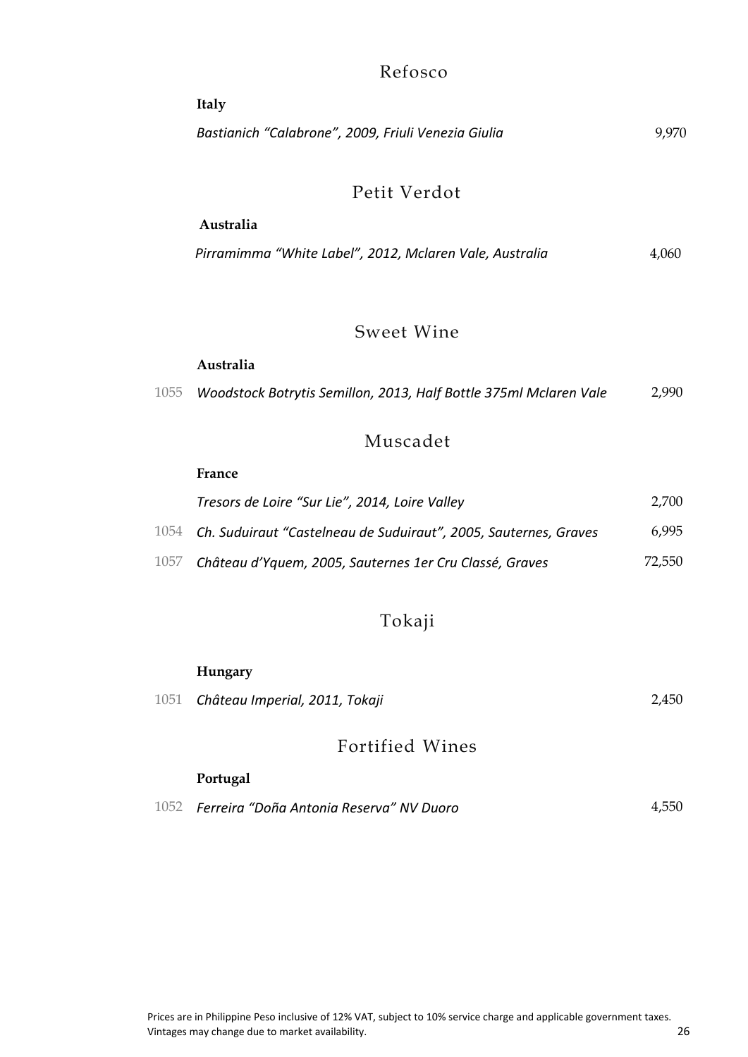## Refosco

**Italy**

| | | |
|---|---|---|
| | *Bastianich "Calabrone", 2009, Friuli Venezia Giulia* | 9,970 |

## Petit Verdot

**Australia**

| | | |
|---|---|---|
| | *Pirramimma "White Label", 2012, Mclaren Vale, Australia* | 4,060 |

## Sweet Wine

**Australia**

| | | |
|---|---|---|
| 1055 | *Woodstock Botrytis Semillon, 2013, Half Bottle 375ml Mclaren Vale* | 2,990 |

## Muscadet

**France**

| | | |
|---|---|---|
| | *Tresors de Loire "Sur Lie", 2014, Loire Valley* | 2,700 |
| 1054 | *Ch. Suduiraut "Castelneau de Suduiraut", 2005, Sauternes, Graves* | 6,995 |
| 1057 | *Château d'Yquem, 2005, Sauternes 1er Cru Classé, Graves* | 72,550 |

## Tokaji

**Hungary**

| | | |
|---|---|---|
| 1051 | *Château Imperial, 2011, Tokaji* | 2,450 |

## Fortified Wines

**Portugal**

| | | |
|---|---|---|
| 1052 | *Ferreira "Doña Antonia Reserva" NV Duoro* | 4,550 |

Prices are in Philippine Peso inclusive of 12% VAT, subject to 10% service charge and applicable government taxes.
Vintages may change due to market availability.